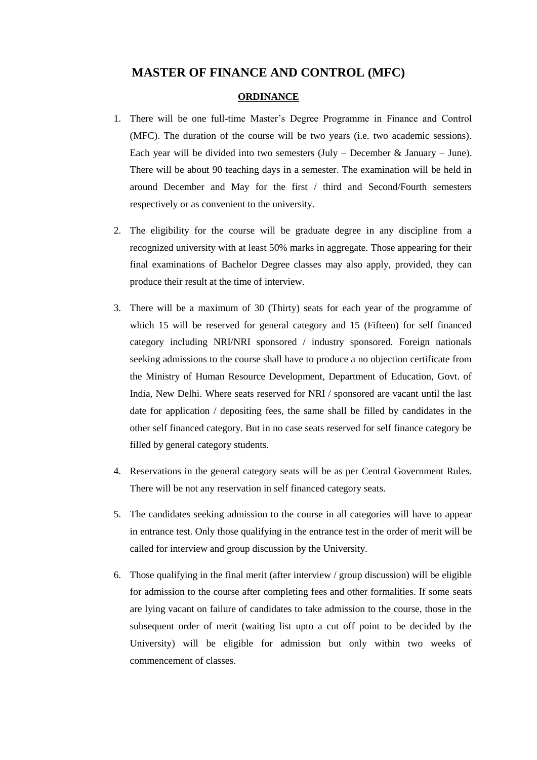# MASTER OF FINANCE AND CONTROL (MFC)

## ORDINANCE

1. There will be one full-time Master's Degree Programme in Finance and Control (MFC). The duration of the course will be two years (i.e. two academic sessions). Each year will be divided into two semesters (July – December & January – June). There will be about 90 teaching days in a semester. The examination will be held in around December and May for the first / third and Second/Fourth semesters respectively or as convenient to the university.

2. The eligibility for the course will be graduate degree in any discipline from a recognized university with at least 50% marks in aggregate. Those appearing for their final examinations of Bachelor Degree classes may also apply, provided, they can produce their result at the time of interview.

3. There will be a maximum of 30 (Thirty) seats for each year of the programme of which 15 will be reserved for general category and 15 (Fifteen) for self financed category including NRI/NRI sponsored / industry sponsored. Foreign nationals seeking admissions to the course shall have to produce a no objection certificate from the Ministry of Human Resource Development, Department of Education, Govt. of India, New Delhi. Where seats reserved for NRI / sponsored are vacant until the last date for application / depositing fees, the same shall be filled by candidates in the other self financed category. But in no case seats reserved for self finance category be filled by general category students.

4. Reservations in the general category seats will be as per Central Government Rules. There will be not any reservation in self financed category seats.

5. The candidates seeking admission to the course in all categories will have to appear in entrance test. Only those qualifying in the entrance test in the order of merit will be called for interview and group discussion by the University.

6. Those qualifying in the final merit (after interview / group discussion) will be eligible for admission to the course after completing fees and other formalities. If some seats are lying vacant on failure of candidates to take admission to the course, those in the subsequent order of merit (waiting list upto a cut off point to be decided by the University) will be eligible for admission but only within two weeks of commencement of classes.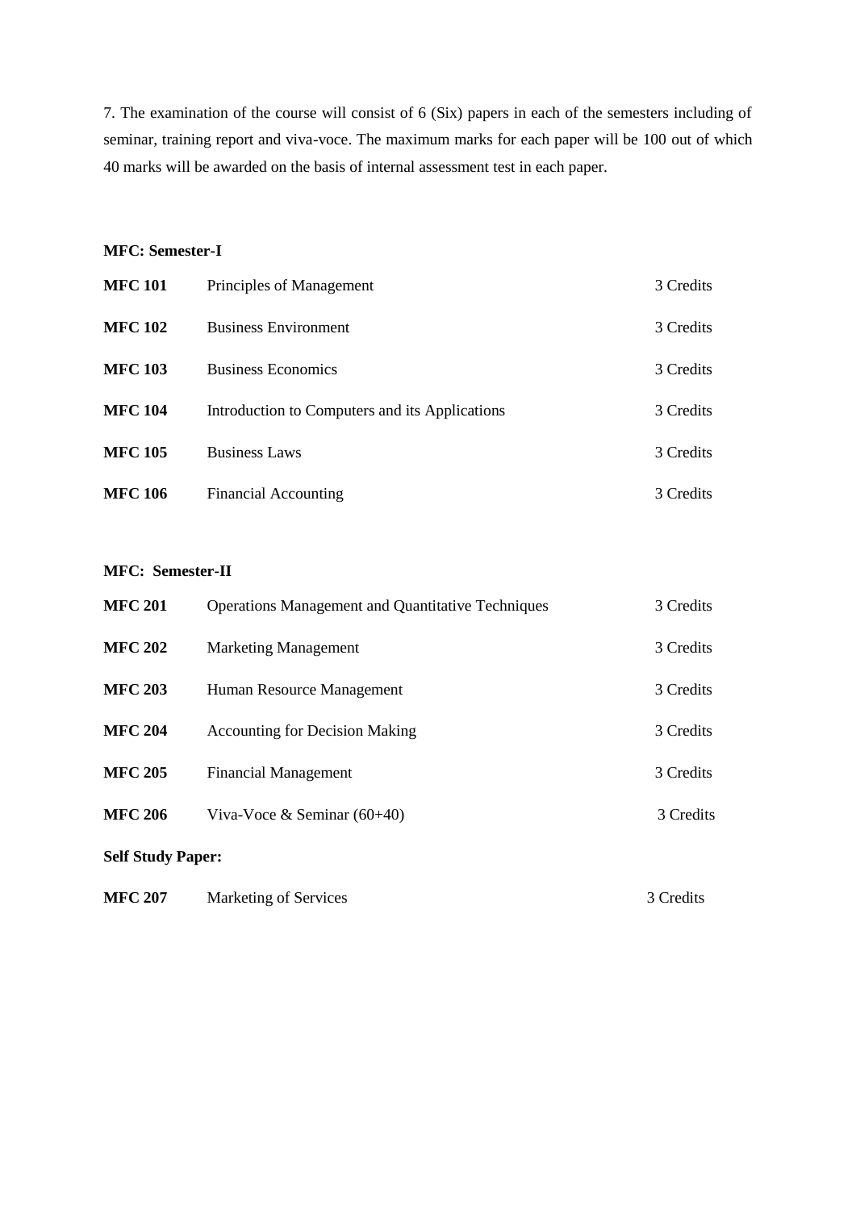7. The examination of the course will consist of 6 (Six) papers in each of the semesters including of seminar, training report and viva-voce. The maximum marks for each paper will be 100 out of which 40 marks will be awarded on the basis of internal assessment test in each paper.

**MFC: Semester-I**

| | | |
|---|---|---|
| **MFC 101** | Principles of Management | 3 Credits |
| **MFC 102** | Business Environment | 3 Credits |
| **MFC 103** | Business Economics | 3 Credits |
| **MFC 104** | Introduction to Computers and its Applications | 3 Credits |
| **MFC 105** | Business Laws | 3 Credits |
| **MFC 106** | Financial Accounting | 3 Credits |

**MFC: Semester-II**

| | | |
|---|---|---|
| **MFC 201** | Operations Management and Quantitative Techniques | 3 Credits |
| **MFC 202** | Marketing Management | 3 Credits |
| **MFC 203** | Human Resource Management | 3 Credits |
| **MFC 204** | Accounting for Decision Making | 3 Credits |
| **MFC 205** | Financial Management | 3 Credits |
| **MFC 206** | Viva-Voce & Seminar (60+40) | 3 Credits |

**Self Study Paper:**

| | | |
|---|---|---|
| **MFC 207** | Marketing of Services | 3 Credits |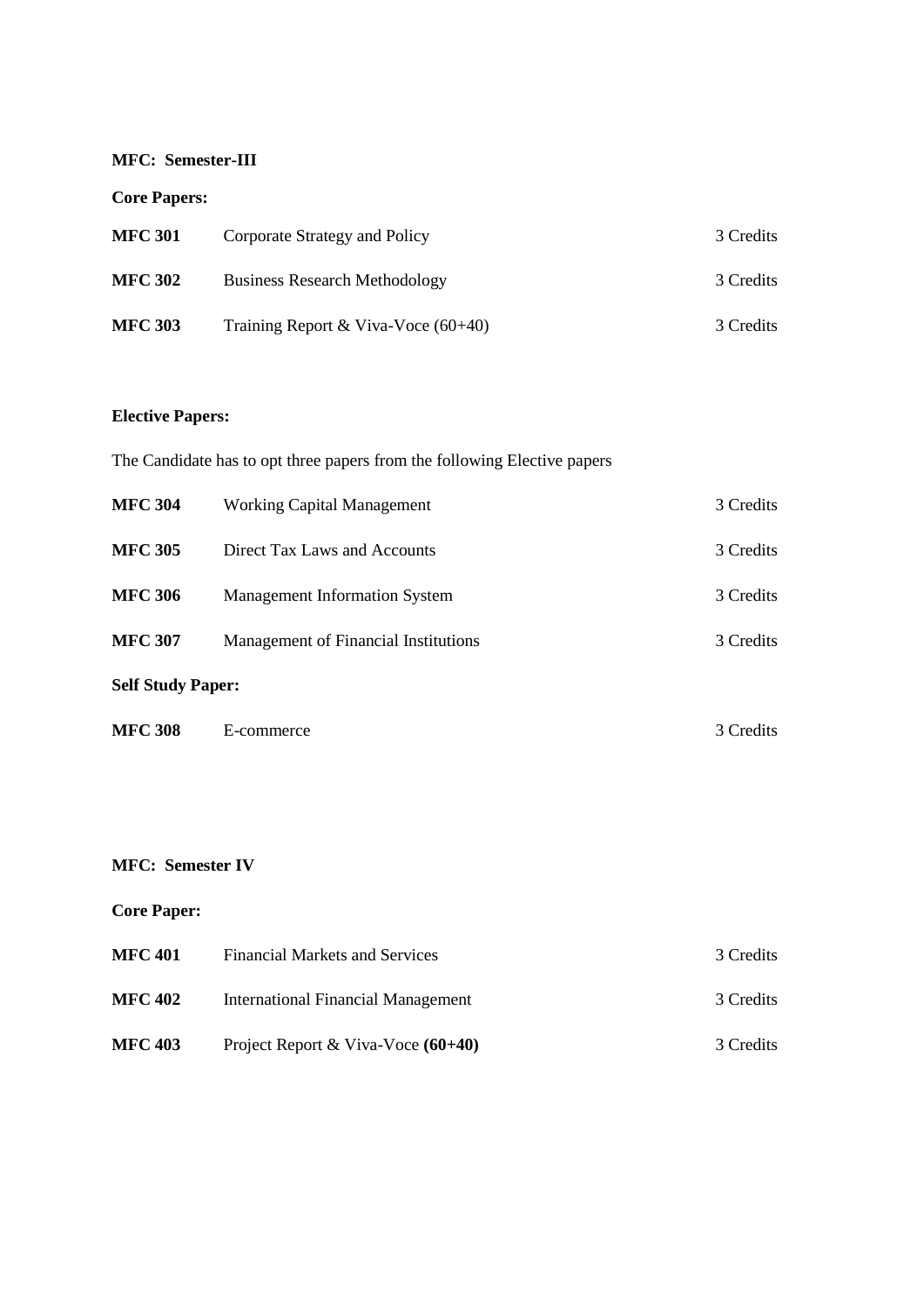**MFC: Semester-III**

**Core Papers:**

| | | |
|---|---|---|
| **MFC 301** | Corporate Strategy and Policy | 3 Credits |
| **MFC 302** | Business Research Methodology | 3 Credits |
| **MFC 303** | Training Report & Viva-Voce (60+40) | 3 Credits |

**Elective Papers:**

The Candidate has to opt three papers from the following Elective papers

| | | |
|---|---|---|
| **MFC 304** | Working Capital Management | 3 Credits |
| **MFC 305** | Direct Tax Laws and Accounts | 3 Credits |
| **MFC 306** | Management Information System | 3 Credits |
| **MFC 307** | Management of Financial Institutions | 3 Credits |

**Self Study Paper:**

| | | |
|---|---|---|
| **MFC 308** | E-commerce | 3 Credits |

**MFC: Semester IV**

**Core Paper:**

| | | |
|---|---|---|
| **MFC 401** | Financial Markets and Services | 3 Credits |
| **MFC 402** | International Financial Management | 3 Credits |
| **MFC 403** | Project Report & Viva-Voce **(60+40)** | 3 Credits |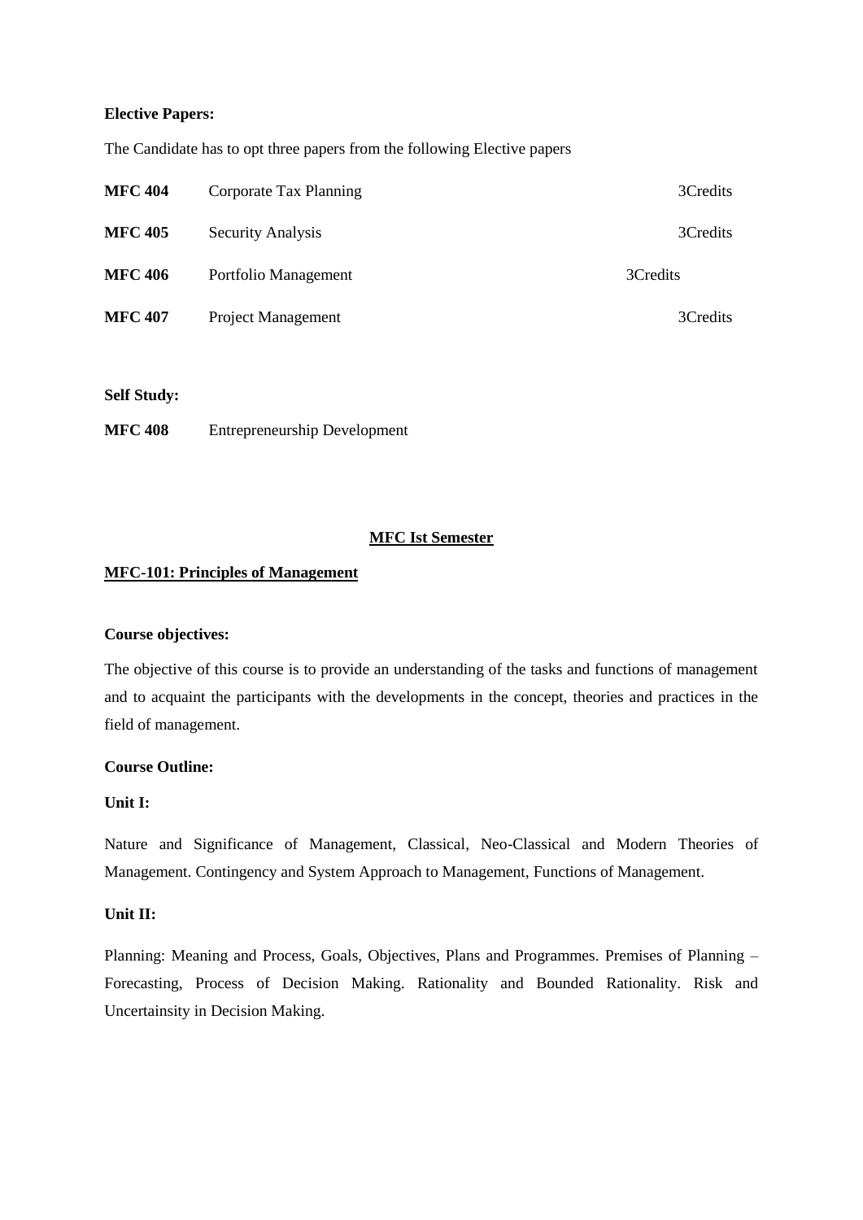**Elective Papers:**

The Candidate has to opt three papers from the following Elective papers

| | | |
|---|---|---|
| **MFC 404** | Corporate Tax Planning | 3Credits |
| **MFC 405** | Security Analysis | 3Credits |
| **MFC 406** | Portfolio Management | 3Credits |
| **MFC 407** | Project Management | 3Credits |

**Self Study:**

**MFC 408** Entrepreneurship Development

## MFC Ist Semester

### MFC-101: Principles of Management

**Course objectives:**

The objective of this course is to provide an understanding of the tasks and functions of management and to acquaint the participants with the developments in the concept, theories and practices in the field of management.

**Course Outline:**

**Unit I:**

Nature and Significance of Management, Classical, Neo-Classical and Modern Theories of Management. Contingency and System Approach to Management, Functions of Management.

**Unit II:**

Planning: Meaning and Process, Goals, Objectives, Plans and Programmes. Premises of Planning – Forecasting, Process of Decision Making. Rationality and Bounded Rationality. Risk and Uncertainsity in Decision Making.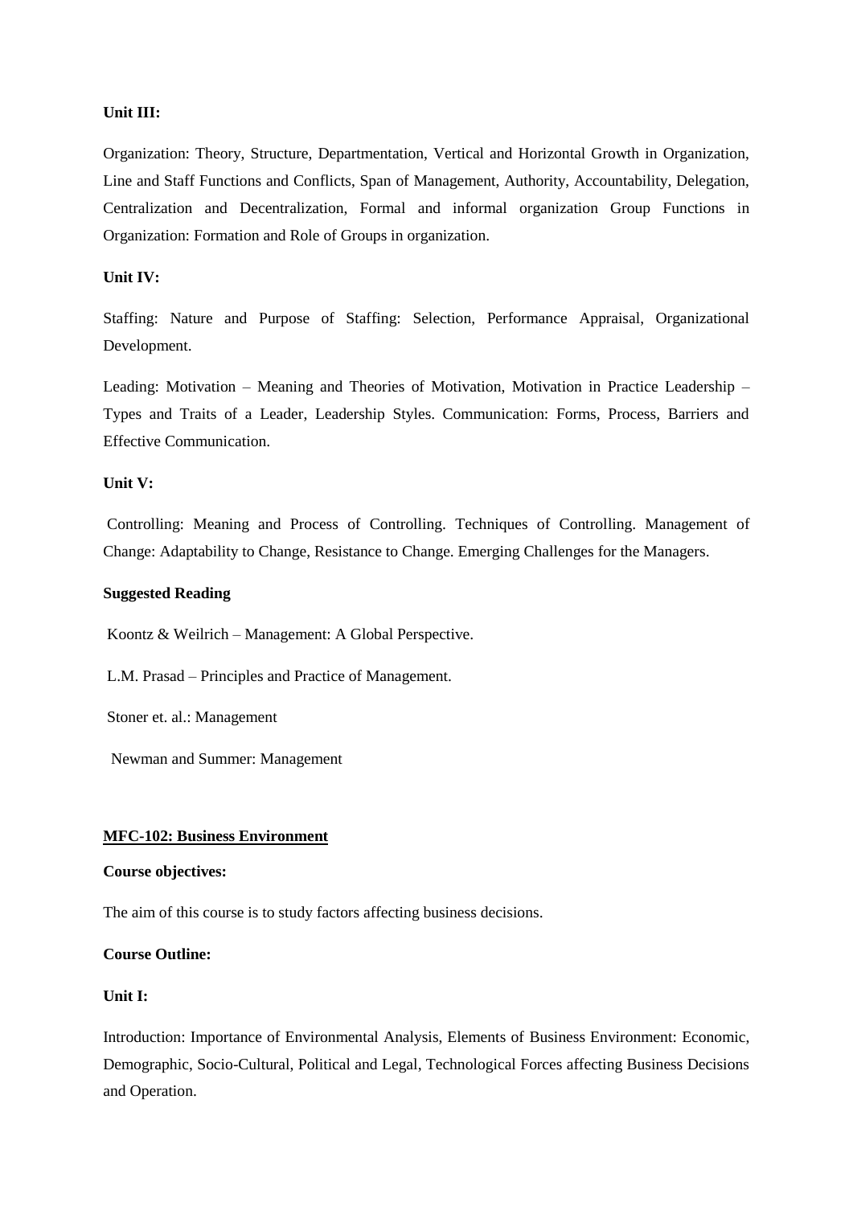**Unit III:**

Organization: Theory, Structure, Departmentation, Vertical and Horizontal Growth in Organization, Line and Staff Functions and Conflicts, Span of Management, Authority, Accountability, Delegation, Centralization and Decentralization, Formal and informal organization Group Functions in Organization: Formation and Role of Groups in organization.

**Unit IV:**

Staffing: Nature and Purpose of Staffing: Selection, Performance Appraisal, Organizational Development.

Leading: Motivation – Meaning and Theories of Motivation, Motivation in Practice Leadership – Types and Traits of a Leader, Leadership Styles. Communication: Forms, Process, Barriers and Effective Communication.

**Unit V:**

Controlling: Meaning and Process of Controlling. Techniques of Controlling. Management of Change: Adaptability to Change, Resistance to Change. Emerging Challenges for the Managers.

**Suggested Reading**

Koontz & Weilrich – Management: A Global Perspective.

L.M. Prasad – Principles and Practice of Management.

Stoner et. al.: Management

Newman and Summer: Management

**MFC-102: Business Environment**

**Course objectives:**

The aim of this course is to study factors affecting business decisions.

**Course Outline:**

**Unit I:**

Introduction: Importance of Environmental Analysis, Elements of Business Environment: Economic, Demographic, Socio-Cultural, Political and Legal, Technological Forces affecting Business Decisions and Operation.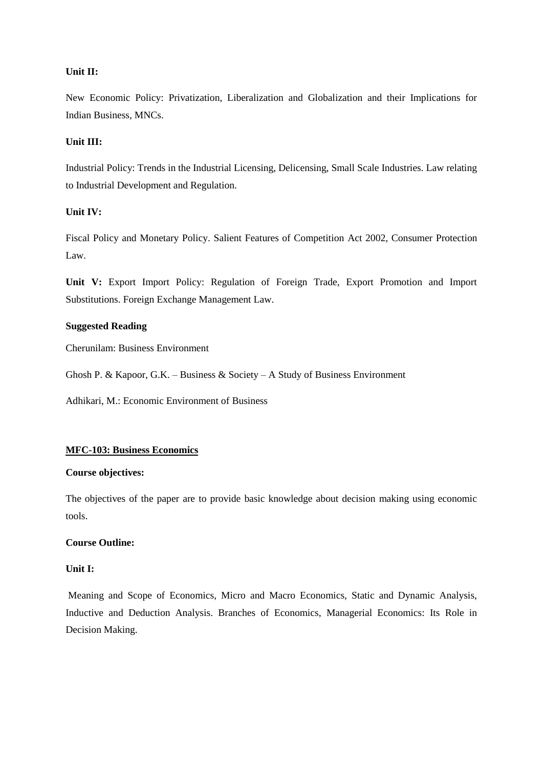**Unit II:**

New Economic Policy: Privatization, Liberalization and Globalization and their Implications for Indian Business, MNCs.

**Unit III:**

Industrial Policy: Trends in the Industrial Licensing, Delicensing, Small Scale Industries. Law relating to Industrial Development and Regulation.

**Unit IV:**

Fiscal Policy and Monetary Policy. Salient Features of Competition Act 2002, Consumer Protection Law.

**Unit V:** Export Import Policy: Regulation of Foreign Trade, Export Promotion and Import Substitutions. Foreign Exchange Management Law.

**Suggested Reading**

Cherunilam: Business Environment

Ghosh P. & Kapoor, G.K. – Business & Society – A Study of Business Environment

Adhikari, M.: Economic Environment of Business

## MFC-103: Business Economics

**Course objectives:**

The objectives of the paper are to provide basic knowledge about decision making using economic tools.

**Course Outline:**

**Unit I:**

Meaning and Scope of Economics, Micro and Macro Economics, Static and Dynamic Analysis, Inductive and Deduction Analysis. Branches of Economics, Managerial Economics: Its Role in Decision Making.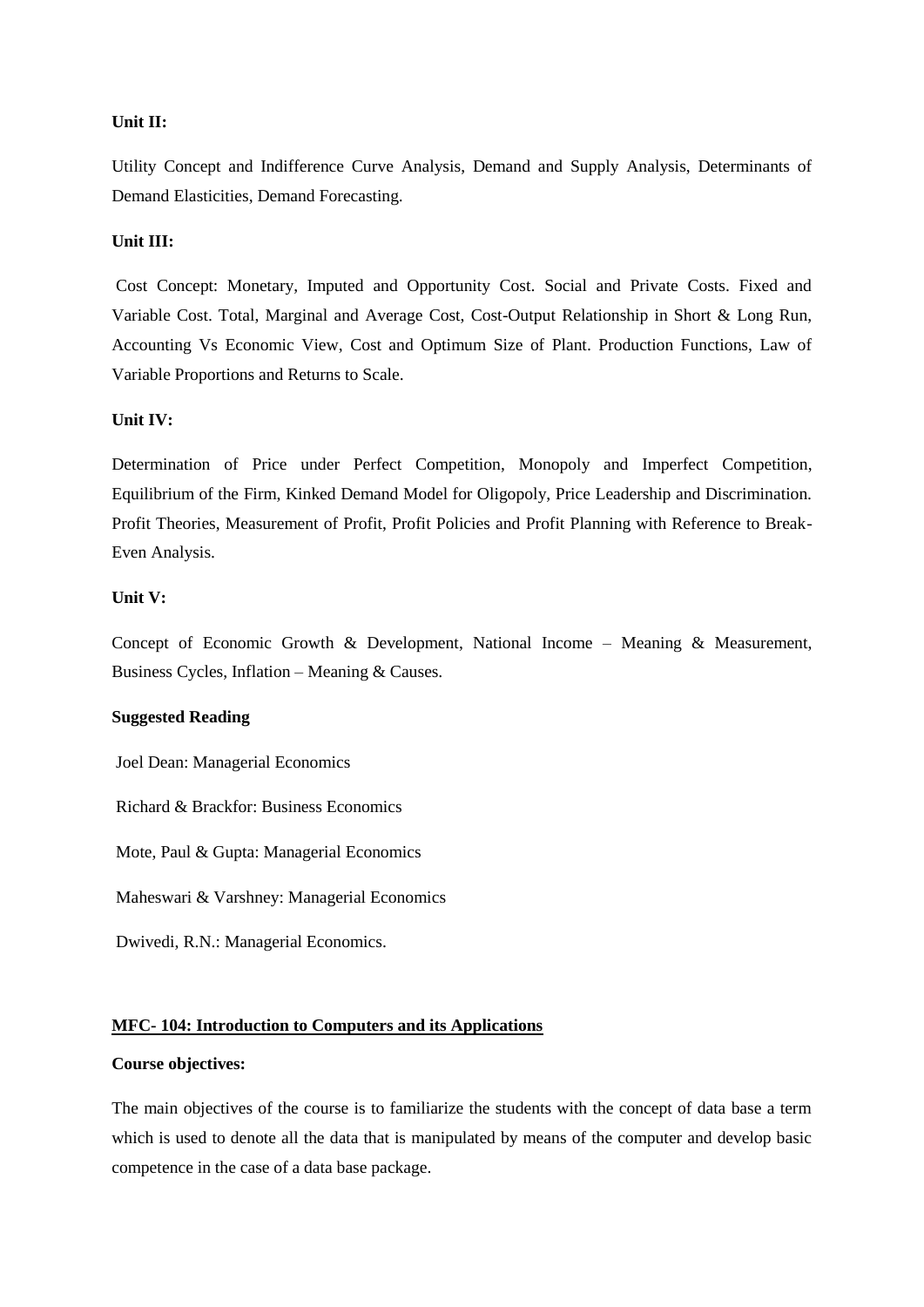**Unit II:**

Utility Concept and Indifference Curve Analysis, Demand and Supply Analysis, Determinants of Demand Elasticities, Demand Forecasting.

**Unit III:**

Cost Concept: Monetary, Imputed and Opportunity Cost. Social and Private Costs. Fixed and Variable Cost. Total, Marginal and Average Cost, Cost-Output Relationship in Short & Long Run, Accounting Vs Economic View, Cost and Optimum Size of Plant. Production Functions, Law of Variable Proportions and Returns to Scale.

**Unit IV:**

Determination of Price under Perfect Competition, Monopoly and Imperfect Competition, Equilibrium of the Firm, Kinked Demand Model for Oligopoly, Price Leadership and Discrimination. Profit Theories, Measurement of Profit, Profit Policies and Profit Planning with Reference to Break-Even Analysis.

**Unit V:**

Concept of Economic Growth & Development, National Income – Meaning & Measurement, Business Cycles, Inflation – Meaning & Causes.

**Suggested Reading**

Joel Dean: Managerial Economics

Richard & Brackfor: Business Economics

Mote, Paul & Gupta: Managerial Economics

Maheswari & Varshney: Managerial Economics

Dwivedi, R.N.: Managerial Economics.

## MFC- 104: Introduction to Computers and its Applications

**Course objectives:**

The main objectives of the course is to familiarize the students with the concept of data base a term which is used to denote all the data that is manipulated by means of the computer and develop basic competence in the case of a data base package.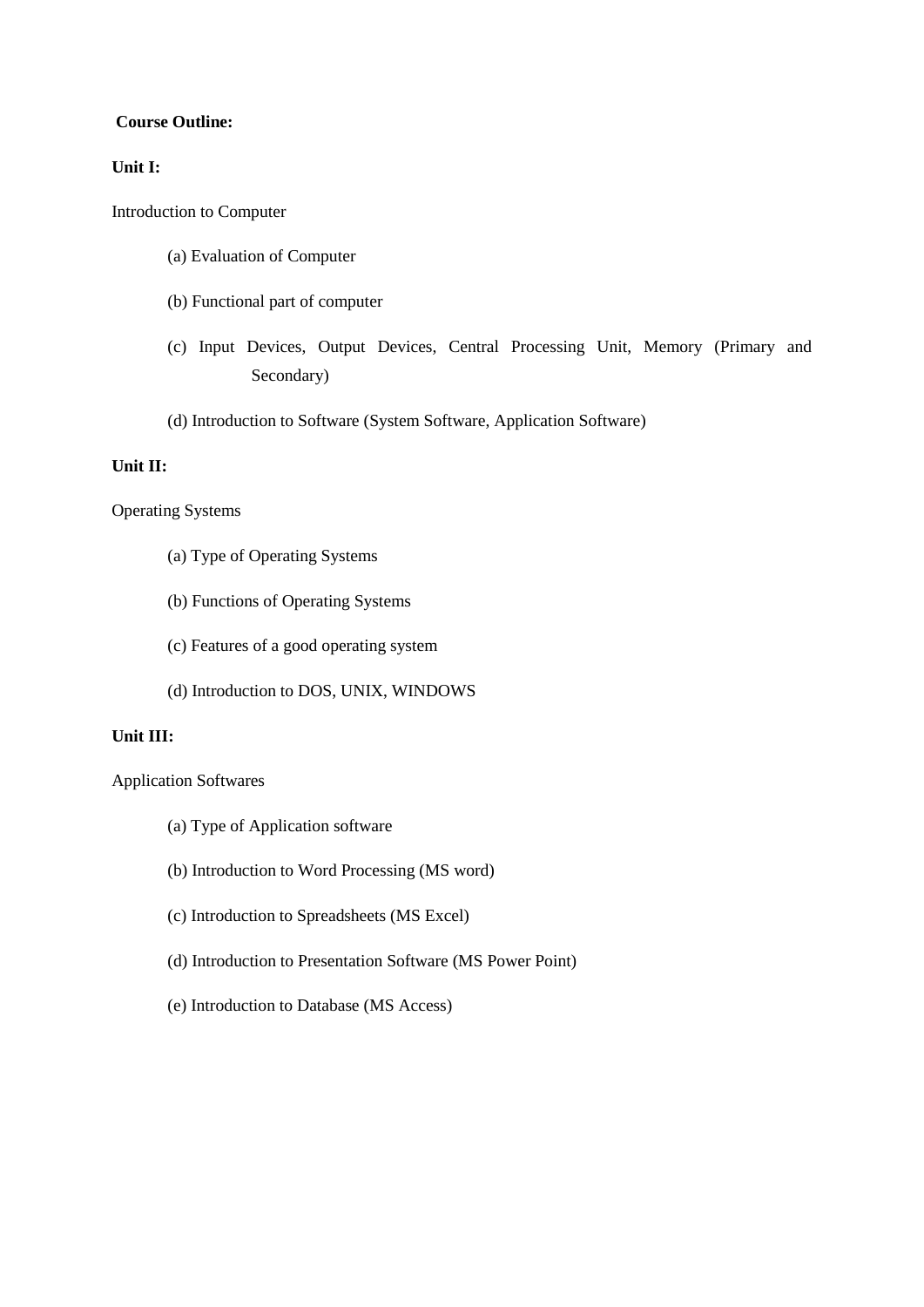**Course Outline:**

**Unit I:**

Introduction to Computer

(a) Evaluation of Computer

(b) Functional part of computer

(c) Input Devices, Output Devices, Central Processing Unit, Memory (Primary and Secondary)

(d) Introduction to Software (System Software, Application Software)

**Unit II:**

Operating Systems

(a) Type of Operating Systems

(b) Functions of Operating Systems

(c) Features of a good operating system

(d) Introduction to DOS, UNIX, WINDOWS

**Unit III:**

Application Softwares

(a) Type of Application software

(b) Introduction to Word Processing (MS word)

(c) Introduction to Spreadsheets (MS Excel)

(d) Introduction to Presentation Software (MS Power Point)

(e) Introduction to Database (MS Access)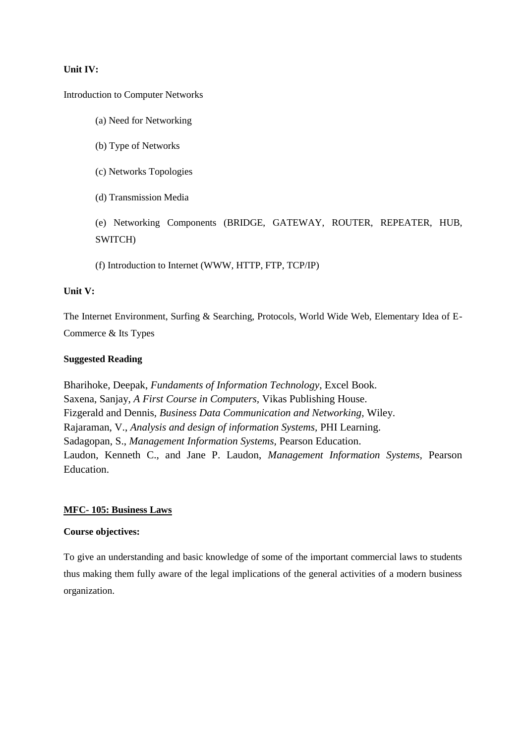**Unit IV:**

Introduction to Computer Networks

(a) Need for Networking

(b) Type of Networks

(c) Networks Topologies

(d) Transmission Media

(e) Networking Components (BRIDGE, GATEWAY, ROUTER, REPEATER, HUB, SWITCH)

(f) Introduction to Internet (WWW, HTTP, FTP, TCP/IP)

**Unit V:**

The Internet Environment, Surfing & Searching, Protocols, World Wide Web, Elementary Idea of E-Commerce & Its Types

**Suggested Reading**

Bharihoke, Deepak, *Fundaments of Information Technology*, Excel Book.
Saxena, Sanjay, *A First Course in Computers*, Vikas Publishing House.
Fizgerald and Dennis, *Business Data Communication and Networking*, Wiley.
Rajaraman, V., *Analysis and design of information Systems*, PHI Learning.
Sadagopan, S., *Management Information Systems*, Pearson Education.
Laudon, Kenneth C., and Jane P. Laudon, *Management Information Systems*, Pearson Education.

**MFC- 105: Business Laws**

**Course objectives:**

To give an understanding and basic knowledge of some of the important commercial laws to students thus making them fully aware of the legal implications of the general activities of a modern business organization.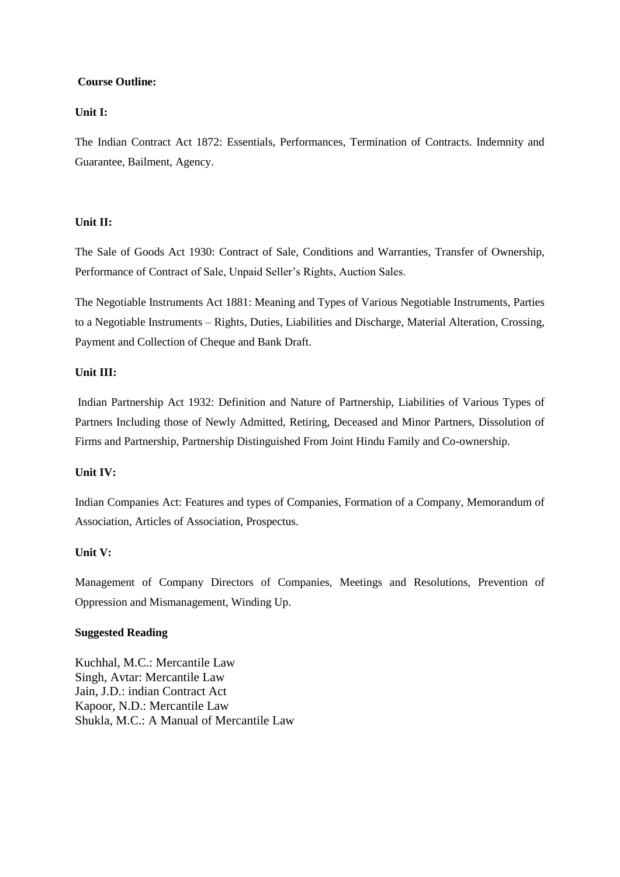**Course Outline:**

**Unit I:**

The Indian Contract Act 1872: Essentials, Performances, Termination of Contracts. Indemnity and Guarantee, Bailment, Agency.

**Unit II:**

The Sale of Goods Act 1930: Contract of Sale, Conditions and Warranties, Transfer of Ownership, Performance of Contract of Sale, Unpaid Seller's Rights, Auction Sales.

The Negotiable Instruments Act 1881: Meaning and Types of Various Negotiable Instruments, Parties to a Negotiable Instruments – Rights, Duties, Liabilities and Discharge, Material Alteration, Crossing, Payment and Collection of Cheque and Bank Draft.

**Unit III:**

Indian Partnership Act 1932: Definition and Nature of Partnership, Liabilities of Various Types of Partners Including those of Newly Admitted, Retiring, Deceased and Minor Partners, Dissolution of Firms and Partnership, Partnership Distinguished From Joint Hindu Family and Co-ownership.

**Unit IV:**

Indian Companies Act: Features and types of Companies, Formation of a Company, Memorandum of Association, Articles of Association, Prospectus.

**Unit V:**

Management of Company Directors of Companies, Meetings and Resolutions, Prevention of Oppression and Mismanagement, Winding Up.

**Suggested Reading**

Kuchhal, M.C.: Mercantile Law
Singh, Avtar: Mercantile Law
Jain, J.D.: indian Contract Act
Kapoor, N.D.: Mercantile Law
Shukla, M.C.: A Manual of Mercantile Law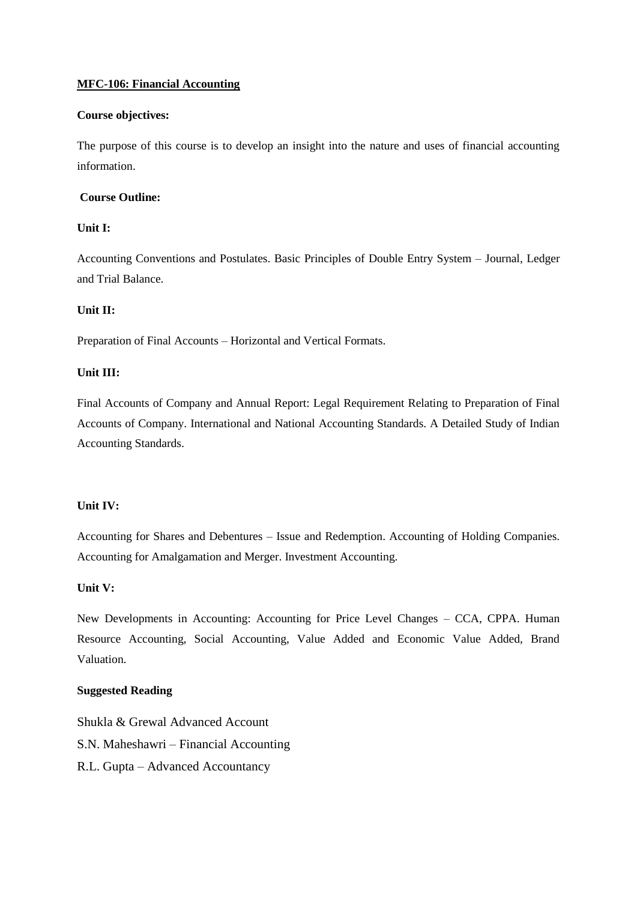## MFC-106: Financial Accounting

**Course objectives:**

The purpose of this course is to develop an insight into the nature and uses of financial accounting information.

**Course Outline:**

**Unit I:**

Accounting Conventions and Postulates. Basic Principles of Double Entry System – Journal, Ledger and Trial Balance.

**Unit II:**

Preparation of Final Accounts – Horizontal and Vertical Formats.

**Unit III:**

Final Accounts of Company and Annual Report: Legal Requirement Relating to Preparation of Final Accounts of Company. International and National Accounting Standards. A Detailed Study of Indian Accounting Standards.

**Unit IV:**

Accounting for Shares and Debentures – Issue and Redemption. Accounting of Holding Companies. Accounting for Amalgamation and Merger. Investment Accounting.

**Unit V:**

New Developments in Accounting: Accounting for Price Level Changes – CCA, CPPA. Human Resource Accounting, Social Accounting, Value Added and Economic Value Added, Brand Valuation.

**Suggested Reading**

Shukla & Grewal Advanced Account

S.N. Maheshawri – Financial Accounting

R.L. Gupta – Advanced Accountancy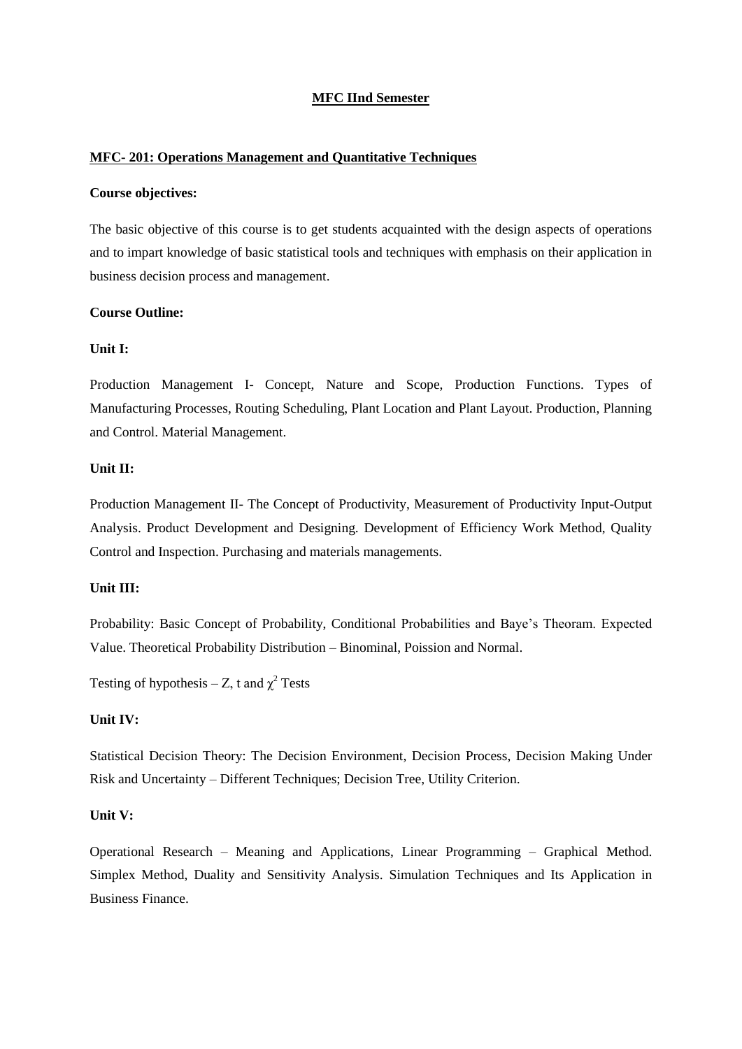## MFC IInd Semester

### MFC- 201: Operations Management and Quantitative Techniques

**Course objectives:**

The basic objective of this course is to get students acquainted with the design aspects of operations and to impart knowledge of basic statistical tools and techniques with emphasis on their application in business decision process and management.

**Course Outline:**

**Unit I:**

Production Management I- Concept, Nature and Scope, Production Functions. Types of Manufacturing Processes, Routing Scheduling, Plant Location and Plant Layout. Production, Planning and Control. Material Management.

**Unit II:**

Production Management II- The Concept of Productivity, Measurement of Productivity Input-Output Analysis. Product Development and Designing. Development of Efficiency Work Method, Quality Control and Inspection. Purchasing and materials managements.

**Unit III:**

Probability: Basic Concept of Probability, Conditional Probabilities and Baye's Theoram. Expected Value. Theoretical Probability Distribution – Binominal, Poission and Normal.

Testing of hypothesis – Z, t and $\chi^2$ Tests

**Unit IV:**

Statistical Decision Theory: The Decision Environment, Decision Process, Decision Making Under Risk and Uncertainty – Different Techniques; Decision Tree, Utility Criterion.

**Unit V:**

Operational Research – Meaning and Applications, Linear Programming – Graphical Method. Simplex Method, Duality and Sensitivity Analysis. Simulation Techniques and Its Application in Business Finance.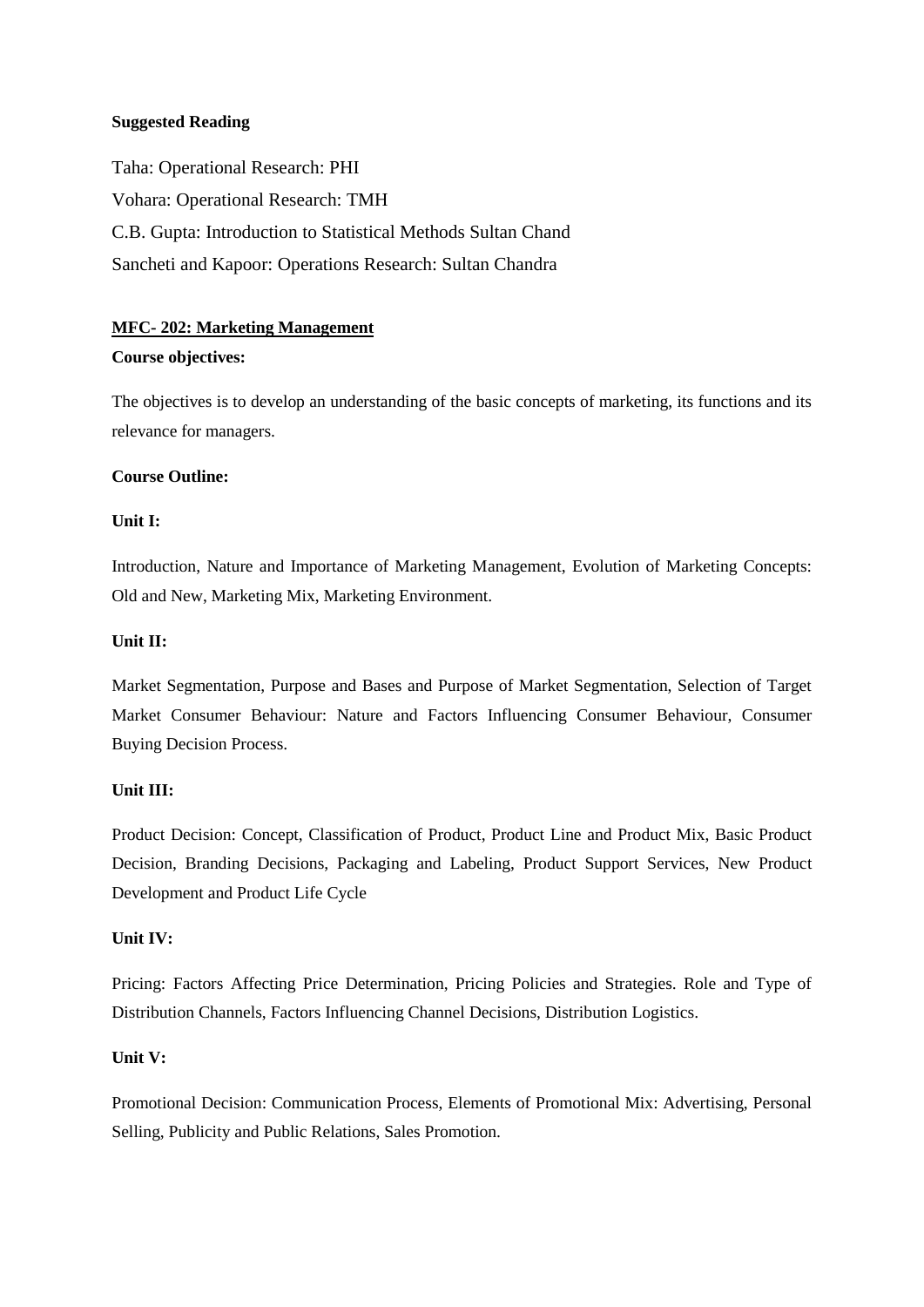**Suggested Reading**

Taha: Operational Research: PHI

Vohara: Operational Research: TMH

C.B. Gupta: Introduction to Statistical Methods Sultan Chand

Sancheti and Kapoor: Operations Research: Sultan Chandra

## MFC- 202: Marketing Management

**Course objectives:**

The objectives is to develop an understanding of the basic concepts of marketing, its functions and its relevance for managers.

**Course Outline:**

**Unit I:**

Introduction, Nature and Importance of Marketing Management, Evolution of Marketing Concepts: Old and New, Marketing Mix, Marketing Environment.

**Unit II:**

Market Segmentation, Purpose and Bases and Purpose of Market Segmentation, Selection of Target Market Consumer Behaviour: Nature and Factors Influencing Consumer Behaviour, Consumer Buying Decision Process.

**Unit III:**

Product Decision: Concept, Classification of Product, Product Line and Product Mix, Basic Product Decision, Branding Decisions, Packaging and Labeling, Product Support Services, New Product Development and Product Life Cycle

**Unit IV:**

Pricing: Factors Affecting Price Determination, Pricing Policies and Strategies. Role and Type of Distribution Channels, Factors Influencing Channel Decisions, Distribution Logistics.

**Unit V:**

Promotional Decision: Communication Process, Elements of Promotional Mix: Advertising, Personal Selling, Publicity and Public Relations, Sales Promotion.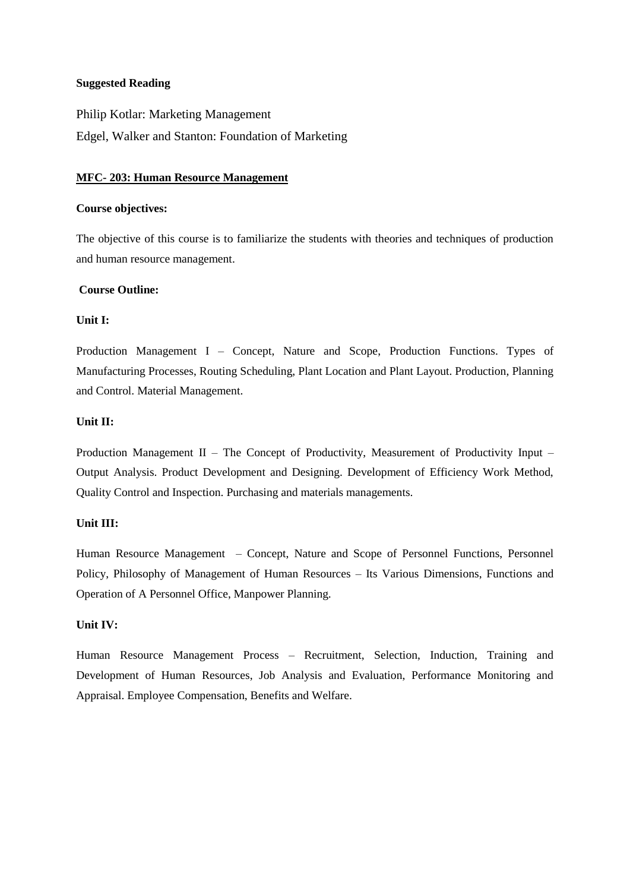**Suggested Reading**

Philip Kotlar: Marketing Management

Edgel, Walker and Stanton: Foundation of Marketing

## MFC- 203: Human Resource Management

**Course objectives:**

The objective of this course is to familiarize the students with theories and techniques of production and human resource management.

**Course Outline:**

**Unit I:**

Production Management I – Concept, Nature and Scope, Production Functions. Types of Manufacturing Processes, Routing Scheduling, Plant Location and Plant Layout. Production, Planning and Control. Material Management.

**Unit II:**

Production Management II – The Concept of Productivity, Measurement of Productivity Input – Output Analysis. Product Development and Designing. Development of Efficiency Work Method, Quality Control and Inspection. Purchasing and materials managements.

**Unit III:**

Human Resource Management – Concept, Nature and Scope of Personnel Functions, Personnel Policy, Philosophy of Management of Human Resources – Its Various Dimensions, Functions and Operation of A Personnel Office, Manpower Planning.

**Unit IV:**

Human Resource Management Process – Recruitment, Selection, Induction, Training and Development of Human Resources, Job Analysis and Evaluation, Performance Monitoring and Appraisal. Employee Compensation, Benefits and Welfare.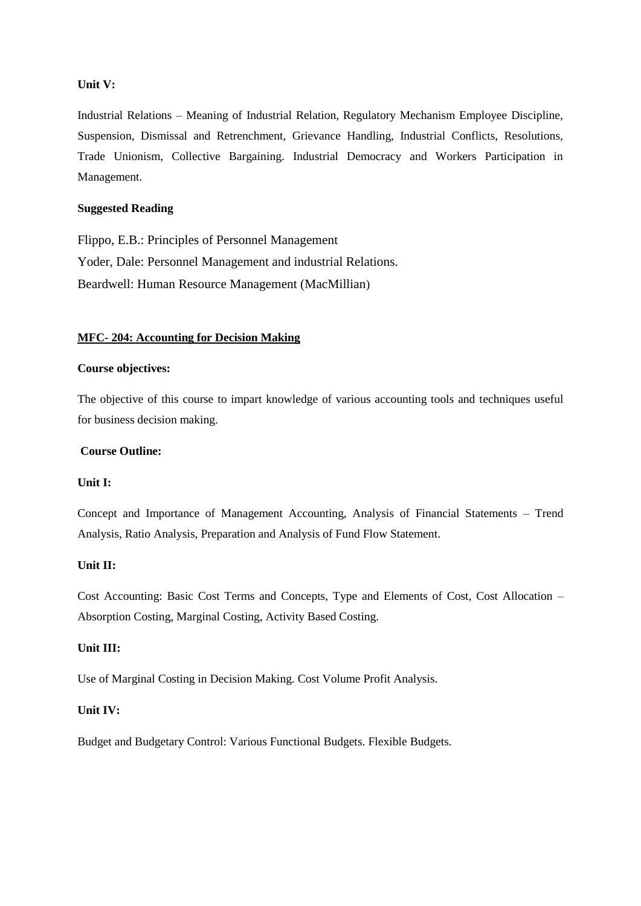**Unit V:**

Industrial Relations – Meaning of Industrial Relation, Regulatory Mechanism Employee Discipline, Suspension, Dismissal and Retrenchment, Grievance Handling, Industrial Conflicts, Resolutions, Trade Unionism, Collective Bargaining. Industrial Democracy and Workers Participation in Management.

**Suggested Reading**

Flippo, E.B.: Principles of Personnel Management
Yoder, Dale: Personnel Management and industrial Relations.
Beardwell: Human Resource Management (MacMillian)

**MFC- 204: Accounting for Decision Making**

**Course objectives:**

The objective of this course to impart knowledge of various accounting tools and techniques useful for business decision making.

**Course Outline:**

**Unit I:**

Concept and Importance of Management Accounting, Analysis of Financial Statements – Trend Analysis, Ratio Analysis, Preparation and Analysis of Fund Flow Statement.

**Unit II:**

Cost Accounting: Basic Cost Terms and Concepts, Type and Elements of Cost, Cost Allocation – Absorption Costing, Marginal Costing, Activity Based Costing.

**Unit III:**

Use of Marginal Costing in Decision Making. Cost Volume Profit Analysis.

**Unit IV:**

Budget and Budgetary Control: Various Functional Budgets. Flexible Budgets.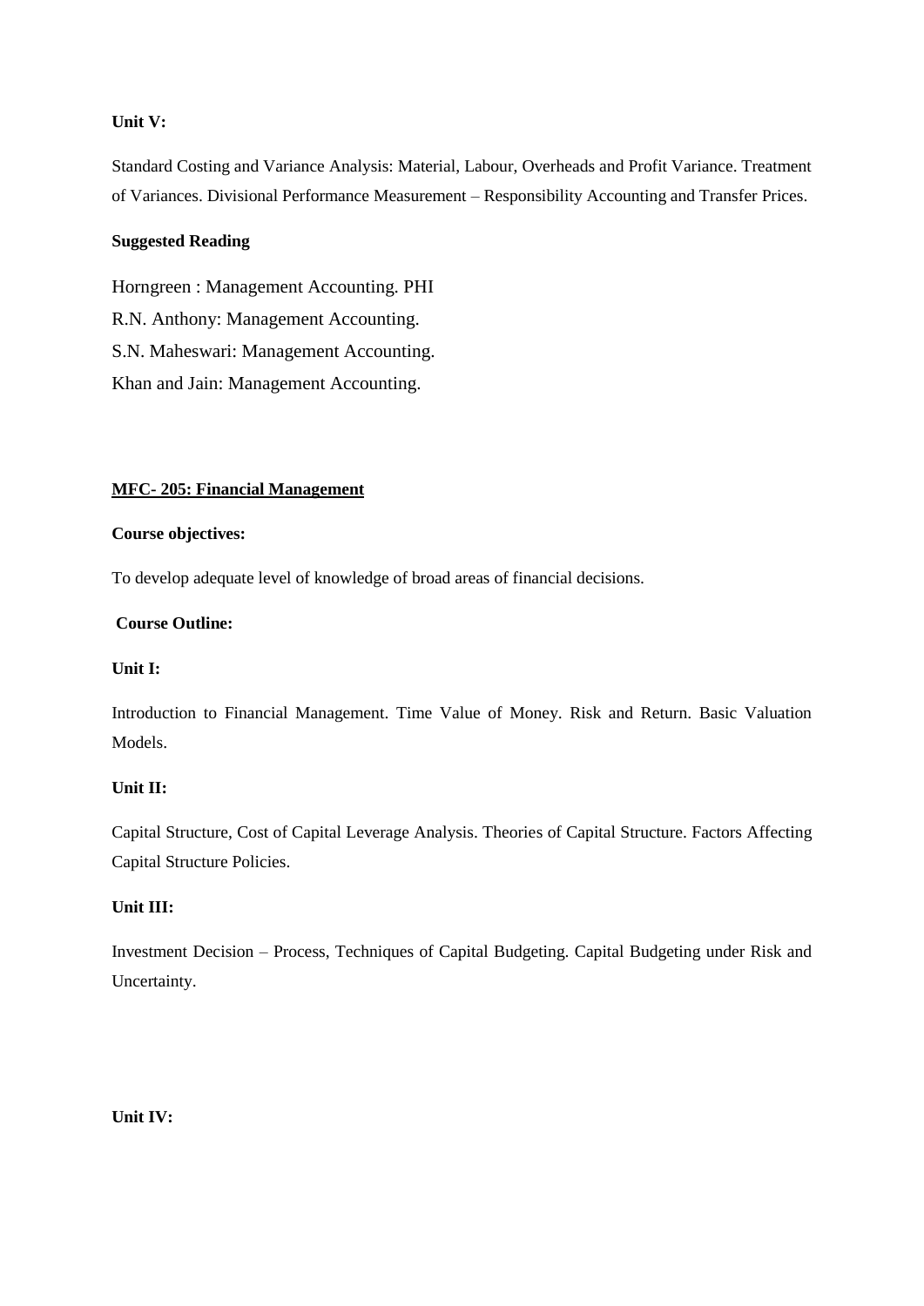**Unit V:**

Standard Costing and Variance Analysis: Material, Labour, Overheads and Profit Variance. Treatment of Variances. Divisional Performance Measurement – Responsibility Accounting and Transfer Prices.

**Suggested Reading**

Horngreen : Management Accounting. PHI
R.N. Anthony: Management Accounting.
S.N. Maheswari: Management Accounting.
Khan and Jain: Management Accounting.

## MFC- 205: Financial Management

**Course objectives:**

To develop adequate level of knowledge of broad areas of financial decisions.

**Course Outline:**

**Unit I:**

Introduction to Financial Management. Time Value of Money. Risk and Return. Basic Valuation Models.

**Unit II:**

Capital Structure, Cost of Capital Leverage Analysis. Theories of Capital Structure. Factors Affecting Capital Structure Policies.

**Unit III:**

Investment Decision – Process, Techniques of Capital Budgeting. Capital Budgeting under Risk and Uncertainty.

**Unit IV:**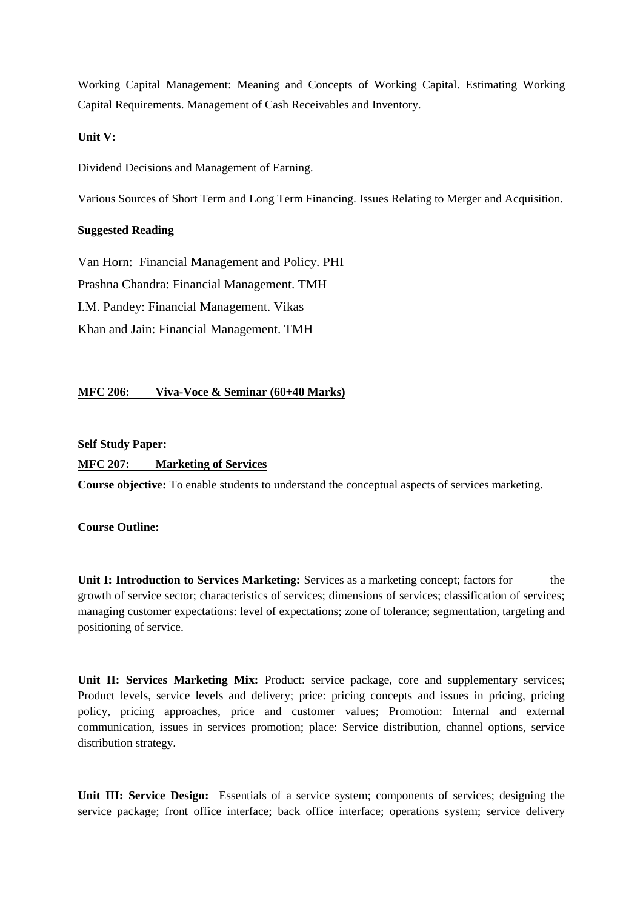Working Capital Management: Meaning and Concepts of Working Capital. Estimating Working Capital Requirements. Management of Cash Receivables and Inventory.

**Unit V:**

Dividend Decisions and Management of Earning.

Various Sources of Short Term and Long Term Financing. Issues Relating to Merger and Acquisition.

**Suggested Reading**

Van Horn: Financial Management and Policy. PHI

Prashna Chandra: Financial Management. TMH

I.M. Pandey: Financial Management. Vikas

Khan and Jain: Financial Management. TMH

**MFC 206: Viva-Voce & Seminar (60+40 Marks)**

**Self Study Paper:**

**MFC 207: Marketing of Services**

**Course objective:** To enable students to understand the conceptual aspects of services marketing.

**Course Outline:**

**Unit I: Introduction to Services Marketing:** Services as a marketing concept; factors for the growth of service sector; characteristics of services; dimensions of services; classification of services; managing customer expectations: level of expectations; zone of tolerance; segmentation, targeting and positioning of service.

**Unit II: Services Marketing Mix:** Product: service package, core and supplementary services; Product levels, service levels and delivery; price: pricing concepts and issues in pricing, pricing policy, pricing approaches, price and customer values; Promotion: Internal and external communication, issues in services promotion; place: Service distribution, channel options, service distribution strategy.

**Unit III: Service Design:** Essentials of a service system; components of services; designing the service package; front office interface; back office interface; operations system; service delivery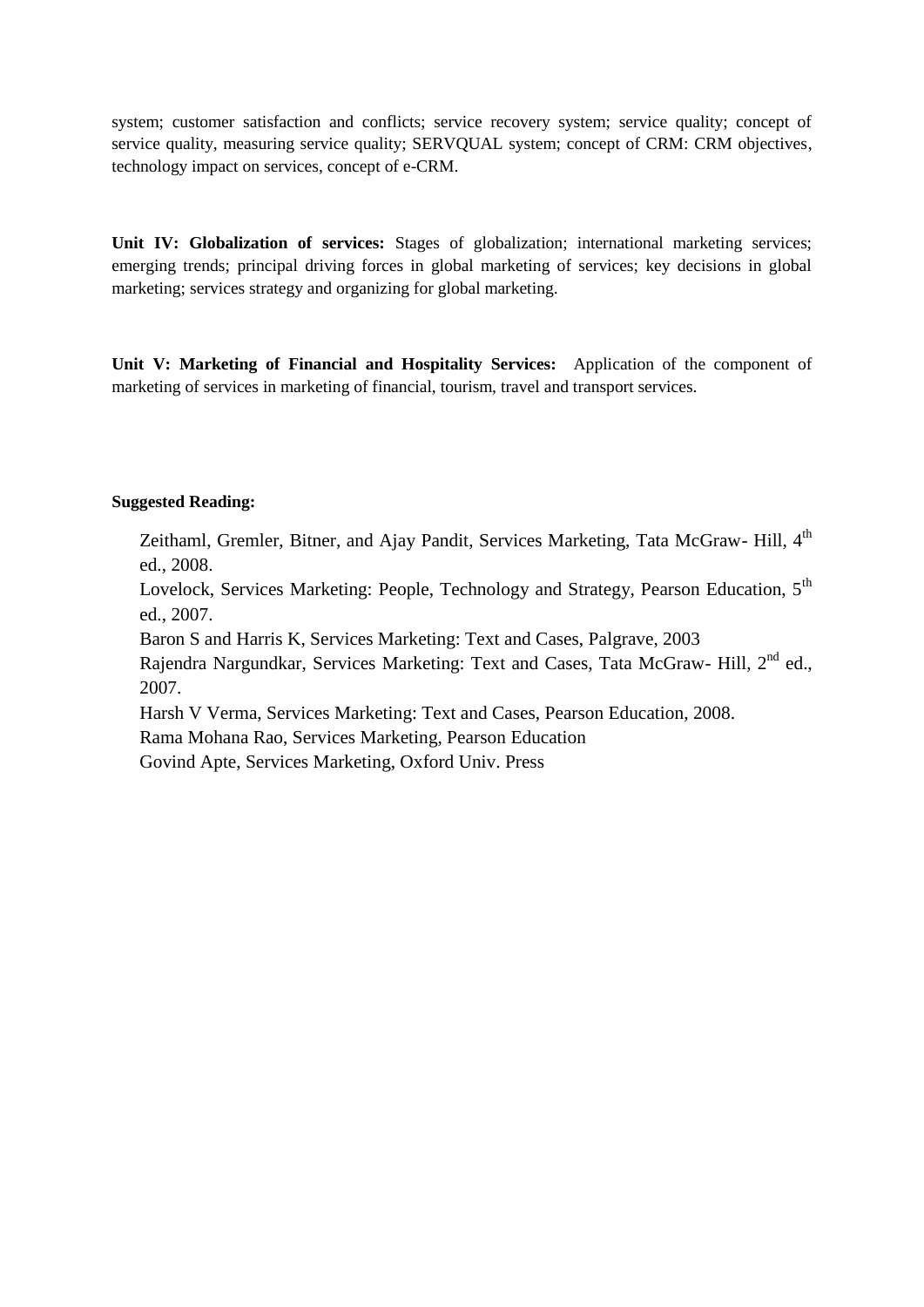system; customer satisfaction and conflicts; service recovery system; service quality; concept of service quality, measuring service quality; SERVQUAL system; concept of CRM: CRM objectives, technology impact on services, concept of e-CRM.

**Unit IV: Globalization of services:** Stages of globalization; international marketing services; emerging trends; principal driving forces in global marketing of services; key decisions in global marketing; services strategy and organizing for global marketing.

**Unit V: Marketing of Financial and Hospitality Services:** Application of the component of marketing of services in marketing of financial, tourism, travel and transport services.

**Suggested Reading:**

Zeithaml, Gremler, Bitner, and Ajay Pandit, Services Marketing, Tata McGraw- Hill, 4th ed., 2008.

Lovelock, Services Marketing: People, Technology and Strategy, Pearson Education, 5th ed., 2007.

Baron S and Harris K, Services Marketing: Text and Cases, Palgrave, 2003

Rajendra Nargundkar, Services Marketing: Text and Cases, Tata McGraw- Hill, 2nd ed., 2007.

Harsh V Verma, Services Marketing: Text and Cases, Pearson Education, 2008.

Rama Mohana Rao, Services Marketing, Pearson Education

Govind Apte, Services Marketing, Oxford Univ. Press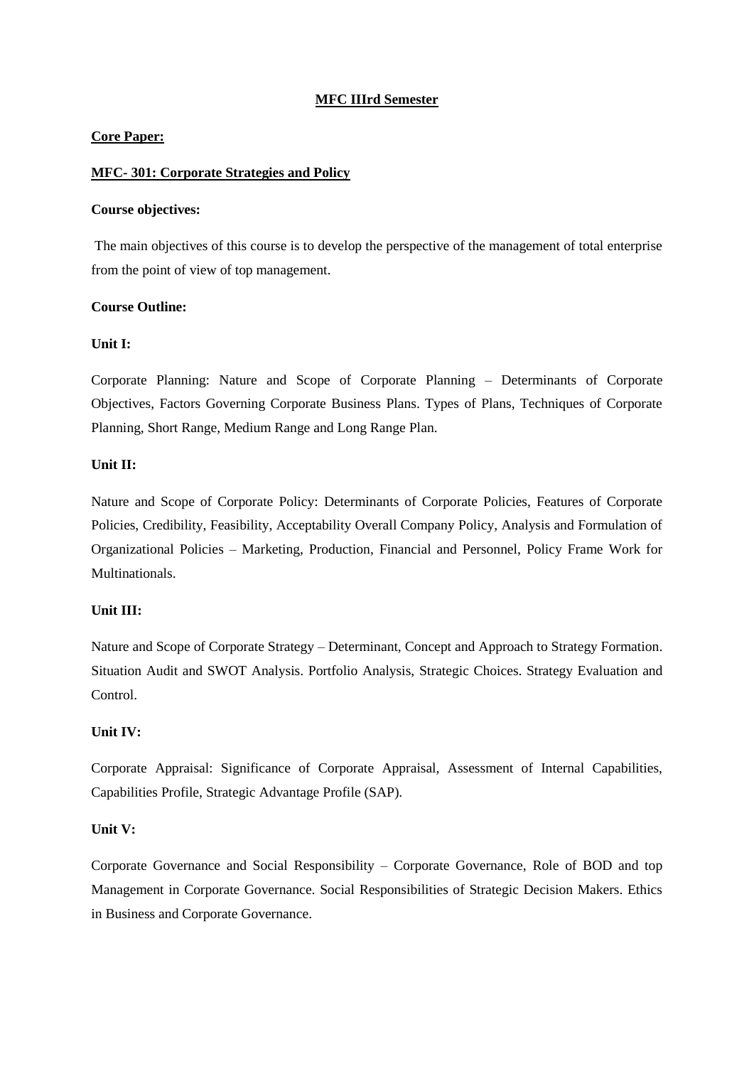## MFC IIIrd Semester

**Core Paper:**

**MFC- 301: Corporate Strategies and Policy**

**Course objectives:**

The main objectives of this course is to develop the perspective of the management of total enterprise from the point of view of top management.

**Course Outline:**

**Unit I:**

Corporate Planning: Nature and Scope of Corporate Planning – Determinants of Corporate Objectives, Factors Governing Corporate Business Plans. Types of Plans, Techniques of Corporate Planning, Short Range, Medium Range and Long Range Plan.

**Unit II:**

Nature and Scope of Corporate Policy: Determinants of Corporate Policies, Features of Corporate Policies, Credibility, Feasibility, Acceptability Overall Company Policy, Analysis and Formulation of Organizational Policies – Marketing, Production, Financial and Personnel, Policy Frame Work for Multinationals.

**Unit III:**

Nature and Scope of Corporate Strategy – Determinant, Concept and Approach to Strategy Formation. Situation Audit and SWOT Analysis. Portfolio Analysis, Strategic Choices. Strategy Evaluation and Control.

**Unit IV:**

Corporate Appraisal: Significance of Corporate Appraisal, Assessment of Internal Capabilities, Capabilities Profile, Strategic Advantage Profile (SAP).

**Unit V:**

Corporate Governance and Social Responsibility – Corporate Governance, Role of BOD and top Management in Corporate Governance. Social Responsibilities of Strategic Decision Makers. Ethics in Business and Corporate Governance.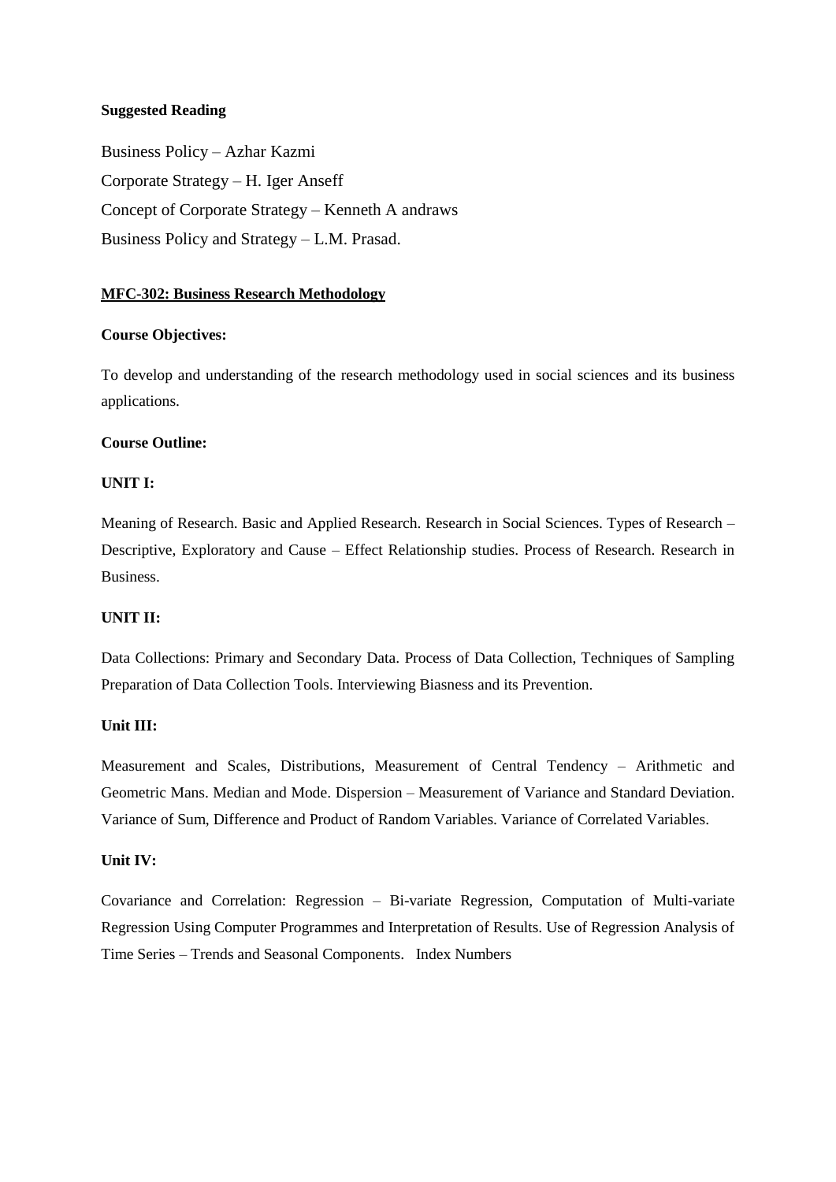**Suggested Reading**

Business Policy – Azhar Kazmi

Corporate Strategy – H. Iger Anseff

Concept of Corporate Strategy – Kenneth A andraws

Business Policy and Strategy – L.M. Prasad.

## MFC-302: Business Research Methodology

**Course Objectives:**

To develop and understanding of the research methodology used in social sciences and its business applications.

**Course Outline:**

**UNIT I:**

Meaning of Research. Basic and Applied Research. Research in Social Sciences. Types of Research – Descriptive, Exploratory and Cause – Effect Relationship studies. Process of Research. Research in Business.

**UNIT II:**

Data Collections: Primary and Secondary Data. Process of Data Collection, Techniques of Sampling Preparation of Data Collection Tools. Interviewing Biasness and its Prevention.

**Unit III:**

Measurement and Scales, Distributions, Measurement of Central Tendency – Arithmetic and Geometric Mans. Median and Mode. Dispersion – Measurement of Variance and Standard Deviation. Variance of Sum, Difference and Product of Random Variables. Variance of Correlated Variables.

**Unit IV:**

Covariance and Correlation: Regression – Bi-variate Regression, Computation of Multi-variate Regression Using Computer Programmes and Interpretation of Results. Use of Regression Analysis of Time Series – Trends and Seasonal Components. Index Numbers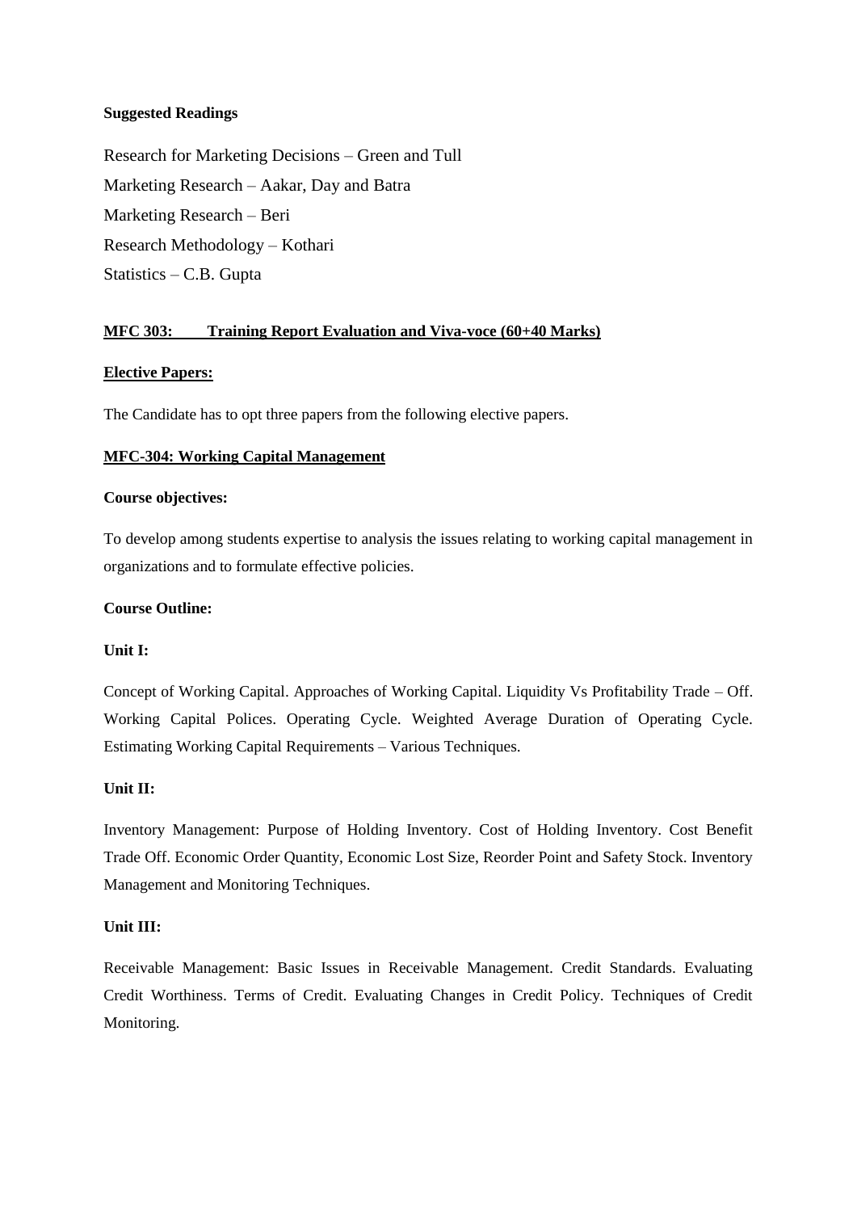**Suggested Readings**

Research for Marketing Decisions – Green and Tull

Marketing Research – Aakar, Day and Batra

Marketing Research – Beri

Research Methodology – Kothari

Statistics – C.B. Gupta

**MFC 303: Training Report Evaluation and Viva-voce (60+40 Marks)**

**Elective Papers:**

The Candidate has to opt three papers from the following elective papers.

**MFC-304: Working Capital Management**

**Course objectives:**

To develop among students expertise to analysis the issues relating to working capital management in organizations and to formulate effective policies.

**Course Outline:**

**Unit I:**

Concept of Working Capital. Approaches of Working Capital. Liquidity Vs Profitability Trade – Off. Working Capital Polices. Operating Cycle. Weighted Average Duration of Operating Cycle. Estimating Working Capital Requirements – Various Techniques.

**Unit II:**

Inventory Management: Purpose of Holding Inventory. Cost of Holding Inventory. Cost Benefit Trade Off. Economic Order Quantity, Economic Lost Size, Reorder Point and Safety Stock. Inventory Management and Monitoring Techniques.

**Unit III:**

Receivable Management: Basic Issues in Receivable Management. Credit Standards. Evaluating Credit Worthiness. Terms of Credit. Evaluating Changes in Credit Policy. Techniques of Credit Monitoring.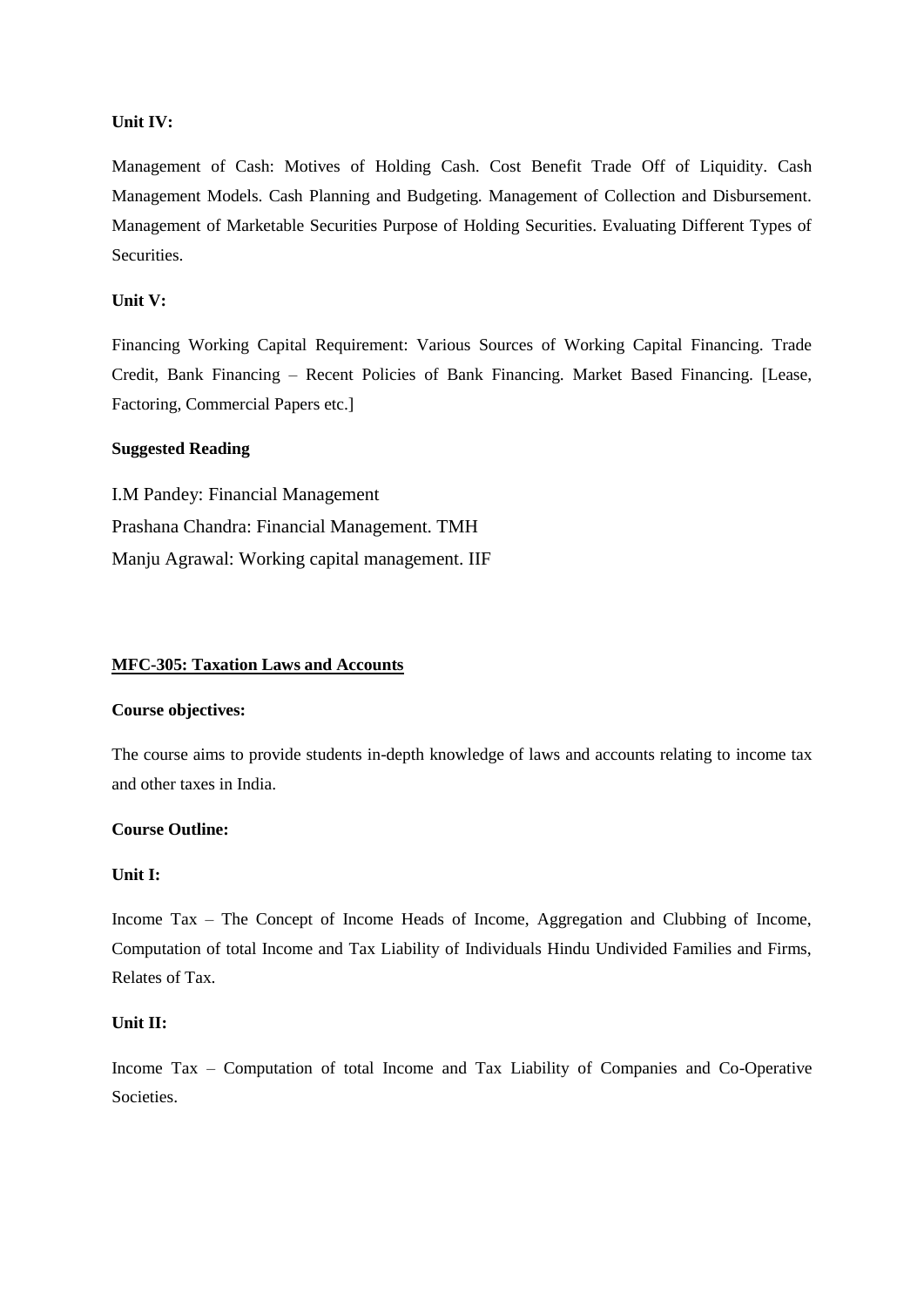**Unit IV:**

Management of Cash: Motives of Holding Cash. Cost Benefit Trade Off of Liquidity. Cash Management Models. Cash Planning and Budgeting. Management of Collection and Disbursement. Management of Marketable Securities Purpose of Holding Securities. Evaluating Different Types of Securities.

**Unit V:**

Financing Working Capital Requirement: Various Sources of Working Capital Financing. Trade Credit, Bank Financing – Recent Policies of Bank Financing. Market Based Financing. [Lease, Factoring, Commercial Papers etc.]

**Suggested Reading**

I.M Pandey: Financial Management

Prashana Chandra: Financial Management. TMH

Manju Agrawal: Working capital management. IIF

## MFC-305: Taxation Laws and Accounts

**Course objectives:**

The course aims to provide students in-depth knowledge of laws and accounts relating to income tax and other taxes in India.

**Course Outline:**

**Unit I:**

Income Tax – The Concept of Income Heads of Income, Aggregation and Clubbing of Income, Computation of total Income and Tax Liability of Individuals Hindu Undivided Families and Firms, Relates of Tax.

**Unit II:**

Income Tax – Computation of total Income and Tax Liability of Companies and Co-Operative Societies.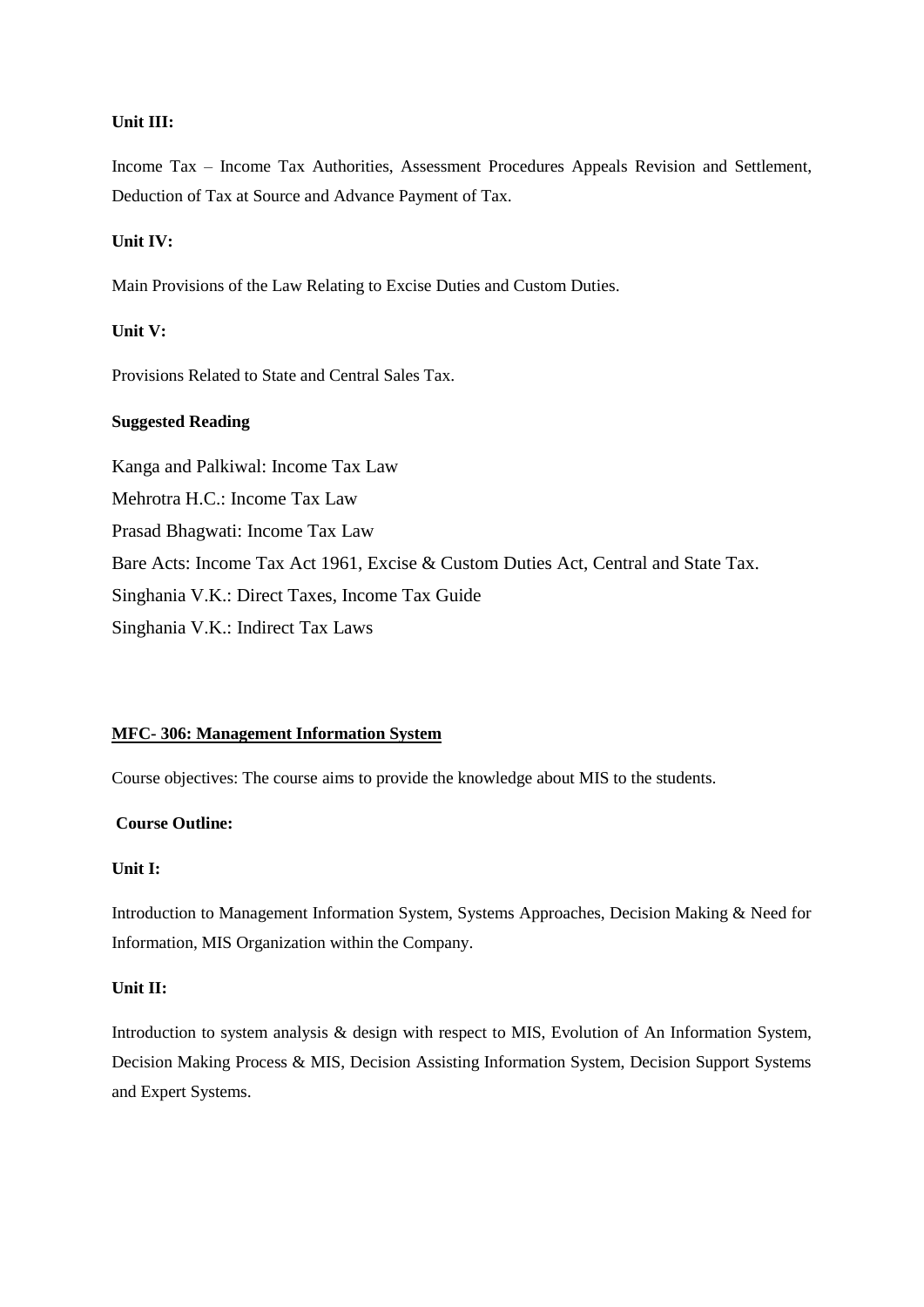**Unit III:**

Income Tax – Income Tax Authorities, Assessment Procedures Appeals Revision and Settlement, Deduction of Tax at Source and Advance Payment of Tax.

**Unit IV:**

Main Provisions of the Law Relating to Excise Duties and Custom Duties.

**Unit V:**

Provisions Related to State and Central Sales Tax.

**Suggested Reading**

Kanga and Palkiwal: Income Tax Law
Mehrotra H.C.: Income Tax Law
Prasad Bhagwati: Income Tax Law
Bare Acts: Income Tax Act 1961, Excise & Custom Duties Act, Central and State Tax.
Singhania V.K.: Direct Taxes, Income Tax Guide
Singhania V.K.: Indirect Tax Laws

## MFC- 306: Management Information System

Course objectives: The course aims to provide the knowledge about MIS to the students.

**Course Outline:**

**Unit I:**

Introduction to Management Information System, Systems Approaches, Decision Making & Need for Information, MIS Organization within the Company.

**Unit II:**

Introduction to system analysis & design with respect to MIS, Evolution of An Information System, Decision Making Process & MIS, Decision Assisting Information System, Decision Support Systems and Expert Systems.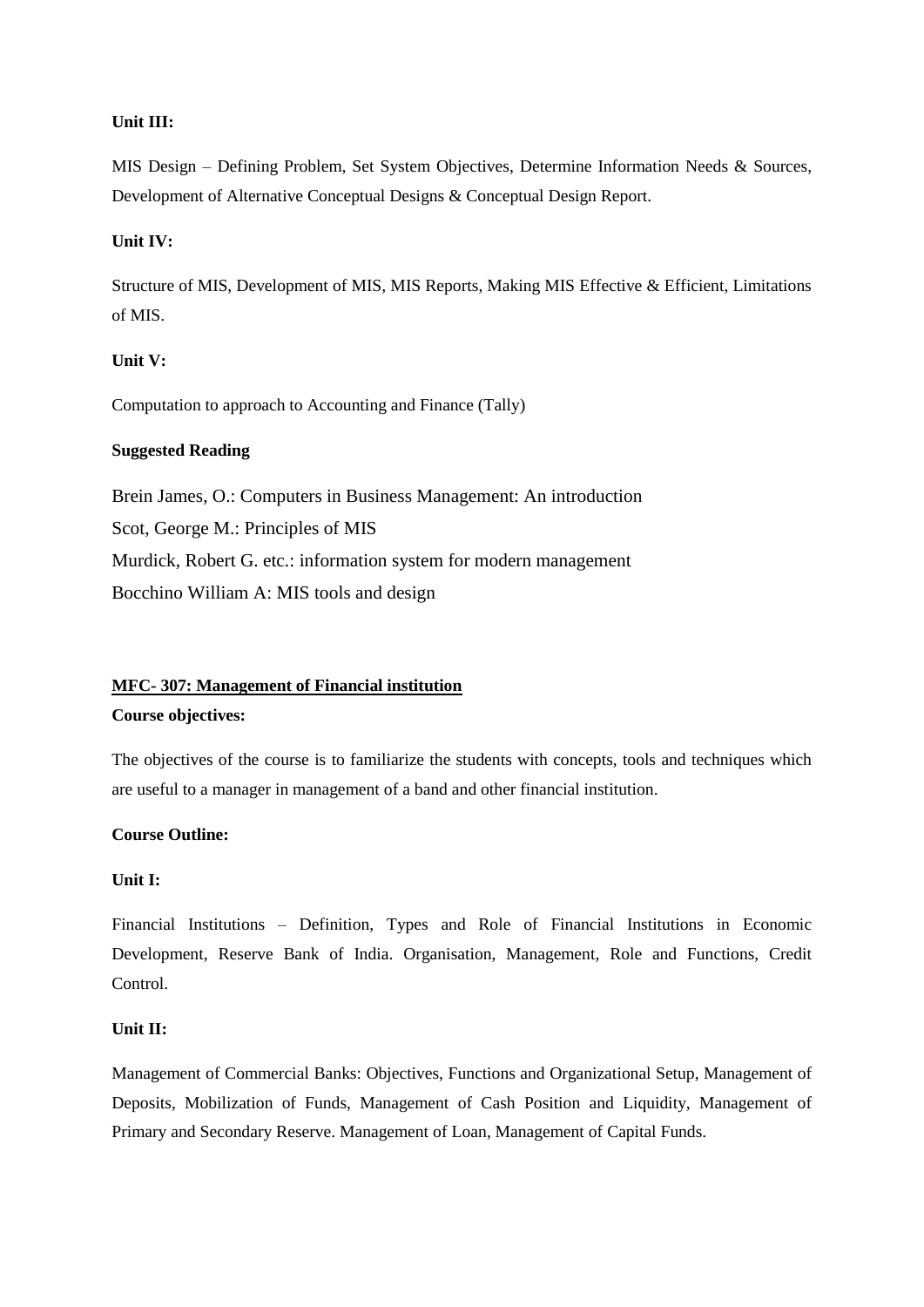**Unit III:**

MIS Design – Defining Problem, Set System Objectives, Determine Information Needs & Sources, Development of Alternative Conceptual Designs & Conceptual Design Report.

**Unit IV:**

Structure of MIS, Development of MIS, MIS Reports, Making MIS Effective & Efficient, Limitations of MIS.

**Unit V:**

Computation to approach to Accounting and Finance (Tally)

**Suggested Reading**

Brein James, O.: Computers in Business Management: An introduction

Scot, George M.: Principles of MIS

Murdick, Robert G. etc.: information system for modern management

Bocchino William A: MIS tools and design

**MFC- 307: Management of Financial institution**

**Course objectives:**

The objectives of the course is to familiarize the students with concepts, tools and techniques which are useful to a manager in management of a band and other financial institution.

**Course Outline:**

**Unit I:**

Financial Institutions – Definition, Types and Role of Financial Institutions in Economic Development, Reserve Bank of India. Organisation, Management, Role and Functions, Credit Control.

**Unit II:**

Management of Commercial Banks: Objectives, Functions and Organizational Setup, Management of Deposits, Mobilization of Funds, Management of Cash Position and Liquidity, Management of Primary and Secondary Reserve. Management of Loan, Management of Capital Funds.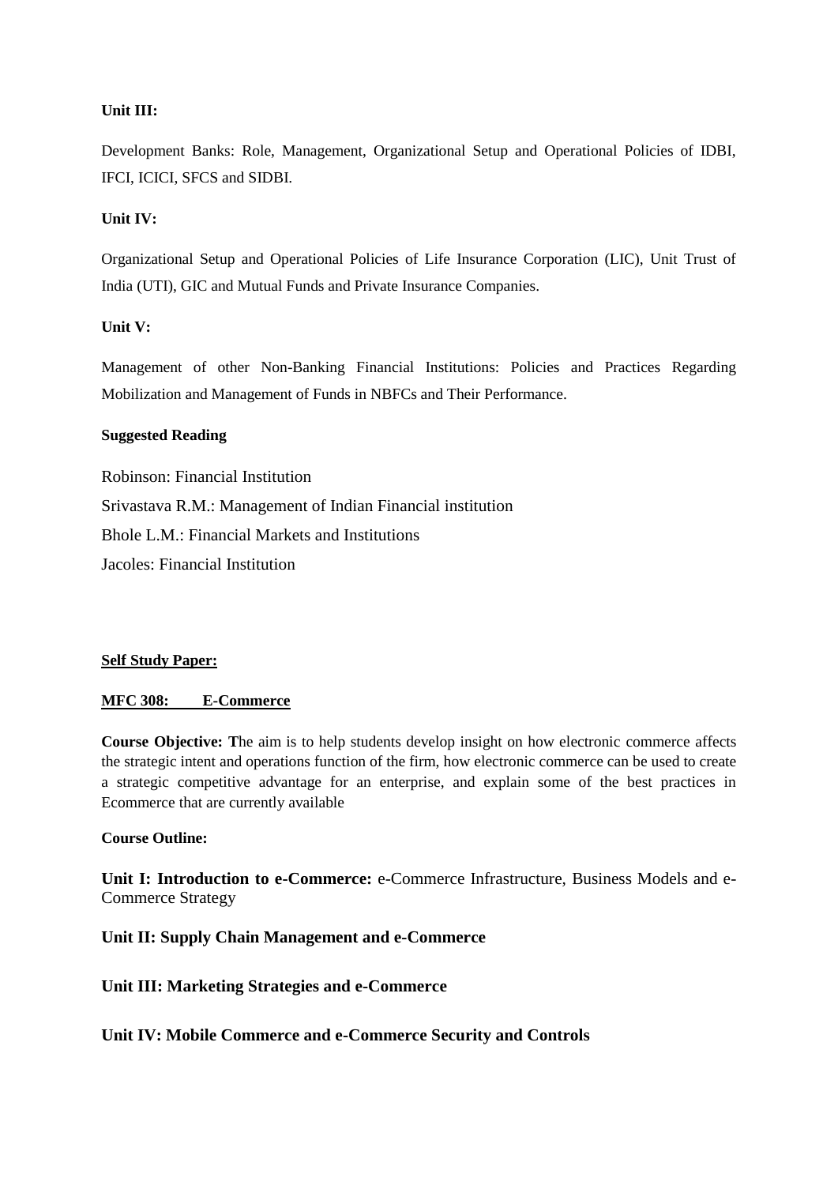**Unit III:**

Development Banks: Role, Management, Organizational Setup and Operational Policies of IDBI, IFCI, ICICI, SFCS and SIDBI.

**Unit IV:**

Organizational Setup and Operational Policies of Life Insurance Corporation (LIC), Unit Trust of India (UTI), GIC and Mutual Funds and Private Insurance Companies.

**Unit V:**

Management of other Non-Banking Financial Institutions: Policies and Practices Regarding Mobilization and Management of Funds in NBFCs and Their Performance.

**Suggested Reading**

Robinson: Financial Institution

Srivastava R.M.: Management of Indian Financial institution

Bhole L.M.: Financial Markets and Institutions

Jacoles: Financial Institution

**Self Study Paper:**

**MFC 308: E-Commerce**

**Course Objective: T**he aim is to help students develop insight on how electronic commerce affects the strategic intent and operations function of the firm, how electronic commerce can be used to create a strategic competitive advantage for an enterprise, and explain some of the best practices in Ecommerce that are currently available

**Course Outline:**

**Unit I: Introduction to e-Commerce:** e-Commerce Infrastructure, Business Models and e-Commerce Strategy

**Unit II: Supply Chain Management and e-Commerce**

**Unit III: Marketing Strategies and e-Commerce**

**Unit IV: Mobile Commerce and e-Commerce Security and Controls**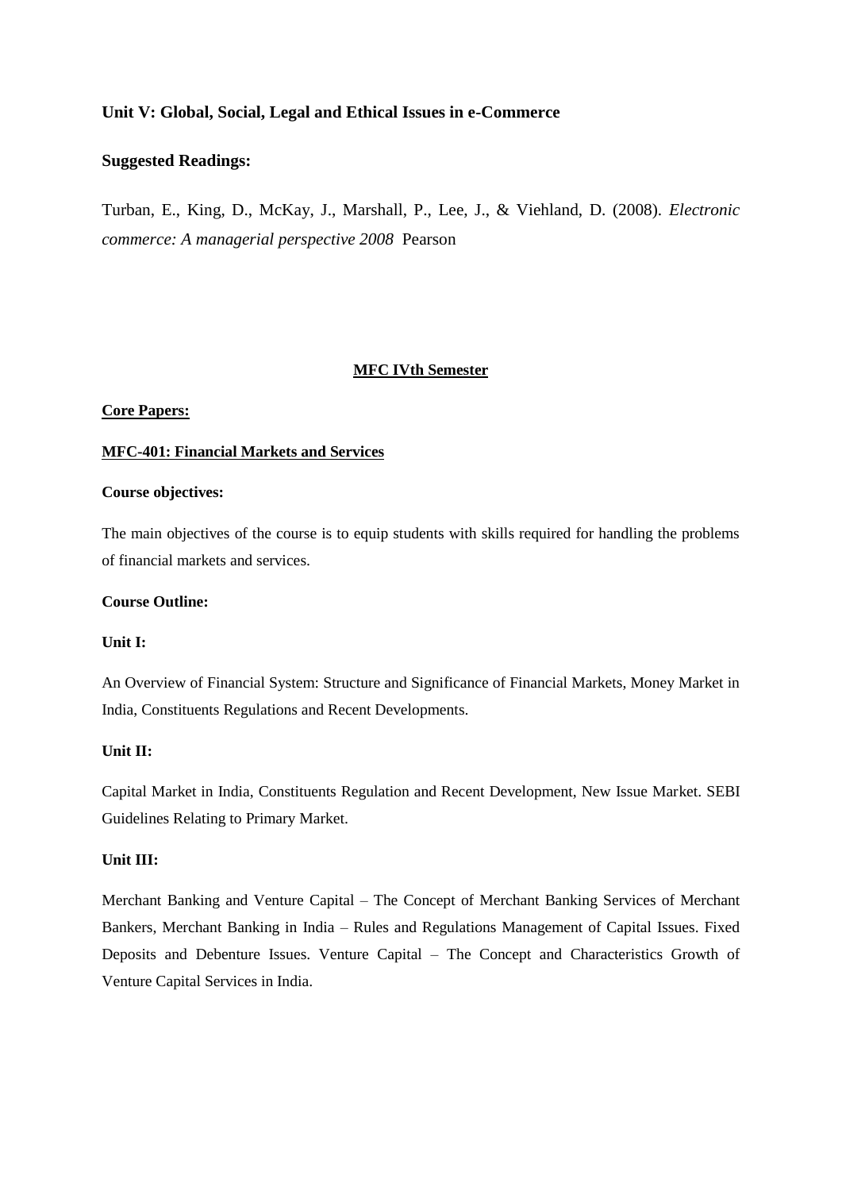**Unit V: Global, Social, Legal and Ethical Issues in e-Commerce**

**Suggested Readings:**

Turban, E., King, D., McKay, J., Marshall, P., Lee, J., & Viehland, D. (2008). *Electronic commerce: A managerial perspective 2008* Pearson

**MFC IVth Semester**

**Core Papers:**

**MFC-401: Financial Markets and Services**

**Course objectives:**

The main objectives of the course is to equip students with skills required for handling the problems of financial markets and services.

**Course Outline:**

**Unit I:**

An Overview of Financial System: Structure and Significance of Financial Markets, Money Market in India, Constituents Regulations and Recent Developments.

**Unit II:**

Capital Market in India, Constituents Regulation and Recent Development, New Issue Market. SEBI Guidelines Relating to Primary Market.

**Unit III:**

Merchant Banking and Venture Capital – The Concept of Merchant Banking Services of Merchant Bankers, Merchant Banking in India – Rules and Regulations Management of Capital Issues. Fixed Deposits and Debenture Issues. Venture Capital – The Concept and Characteristics Growth of Venture Capital Services in India.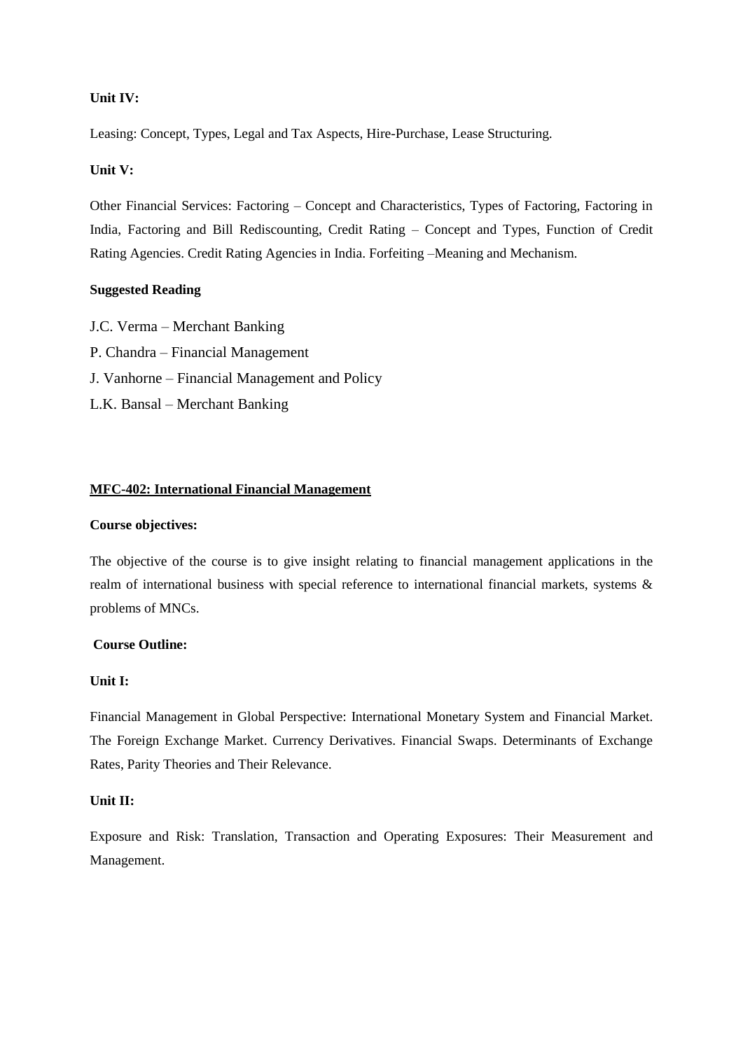**Unit IV:**

Leasing: Concept, Types, Legal and Tax Aspects, Hire-Purchase, Lease Structuring.

**Unit V:**

Other Financial Services: Factoring – Concept and Characteristics, Types of Factoring, Factoring in India, Factoring and Bill Rediscounting, Credit Rating – Concept and Types, Function of Credit Rating Agencies. Credit Rating Agencies in India. Forfeiting –Meaning and Mechanism.

**Suggested Reading**

J.C. Verma – Merchant Banking

P. Chandra – Financial Management

J. Vanhorne – Financial Management and Policy

L.K. Bansal – Merchant Banking

## MFC-402: International Financial Management

**Course objectives:**

The objective of the course is to give insight relating to financial management applications in the realm of international business with special reference to international financial markets, systems & problems of MNCs.

**Course Outline:**

**Unit I:**

Financial Management in Global Perspective: International Monetary System and Financial Market. The Foreign Exchange Market. Currency Derivatives. Financial Swaps. Determinants of Exchange Rates, Parity Theories and Their Relevance.

**Unit II:**

Exposure and Risk: Translation, Transaction and Operating Exposures: Their Measurement and Management.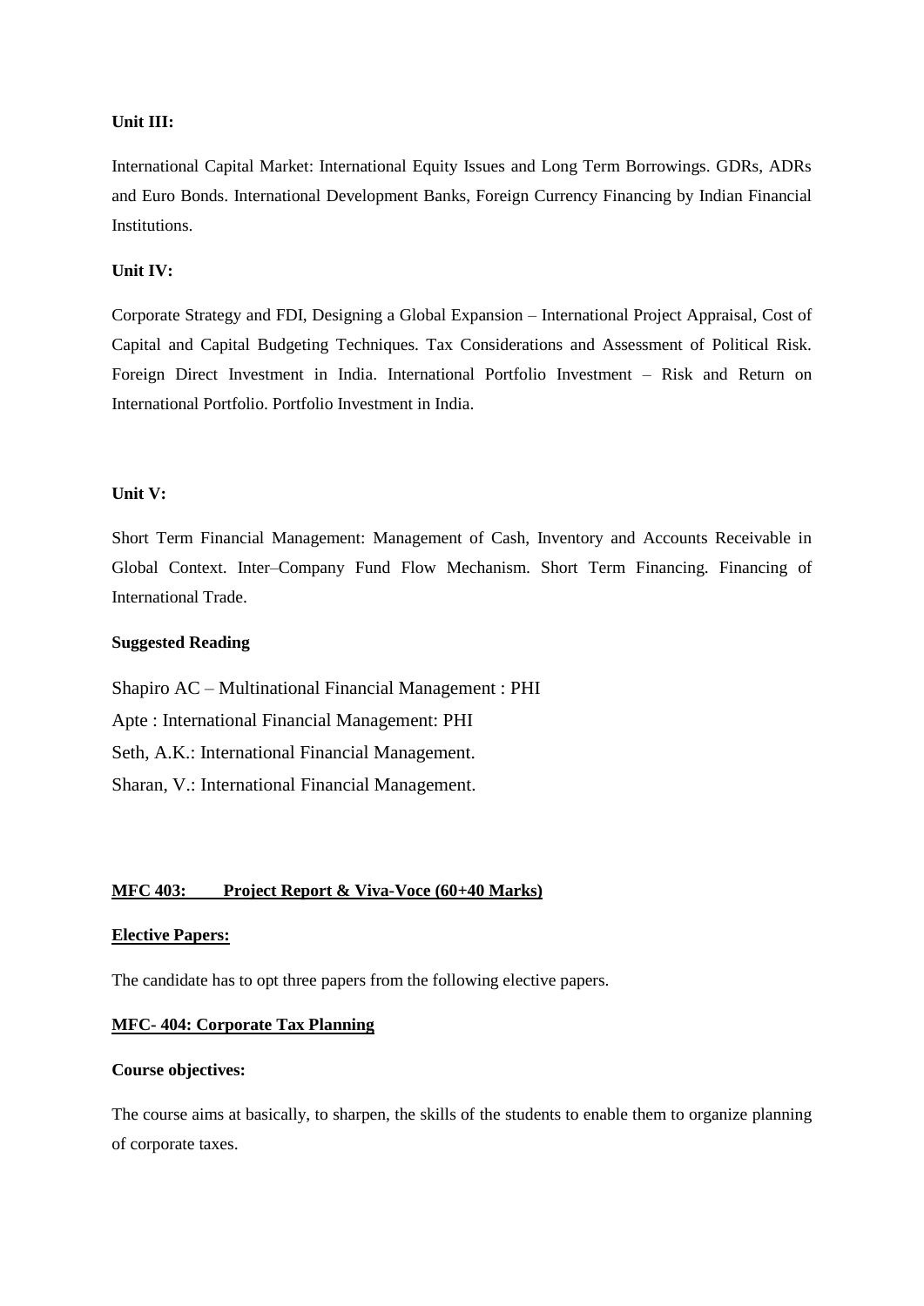**Unit III:**

International Capital Market: International Equity Issues and Long Term Borrowings. GDRs, ADRs and Euro Bonds. International Development Banks, Foreign Currency Financing by Indian Financial Institutions.

**Unit IV:**

Corporate Strategy and FDI, Designing a Global Expansion – International Project Appraisal, Cost of Capital and Capital Budgeting Techniques. Tax Considerations and Assessment of Political Risk. Foreign Direct Investment in India. International Portfolio Investment – Risk and Return on International Portfolio. Portfolio Investment in India.

**Unit V:**

Short Term Financial Management: Management of Cash, Inventory and Accounts Receivable in Global Context. Inter–Company Fund Flow Mechanism. Short Term Financing. Financing of International Trade.

**Suggested Reading**

Shapiro AC – Multinational Financial Management : PHI

Apte : International Financial Management: PHI

Seth, A.K.: International Financial Management.

Sharan, V.: International Financial Management.

**MFC 403: Project Report & Viva-Voce (60+40 Marks)**

**Elective Papers:**

The candidate has to opt three papers from the following elective papers.

**MFC- 404: Corporate Tax Planning**

**Course objectives:**

The course aims at basically, to sharpen, the skills of the students to enable them to organize planning of corporate taxes.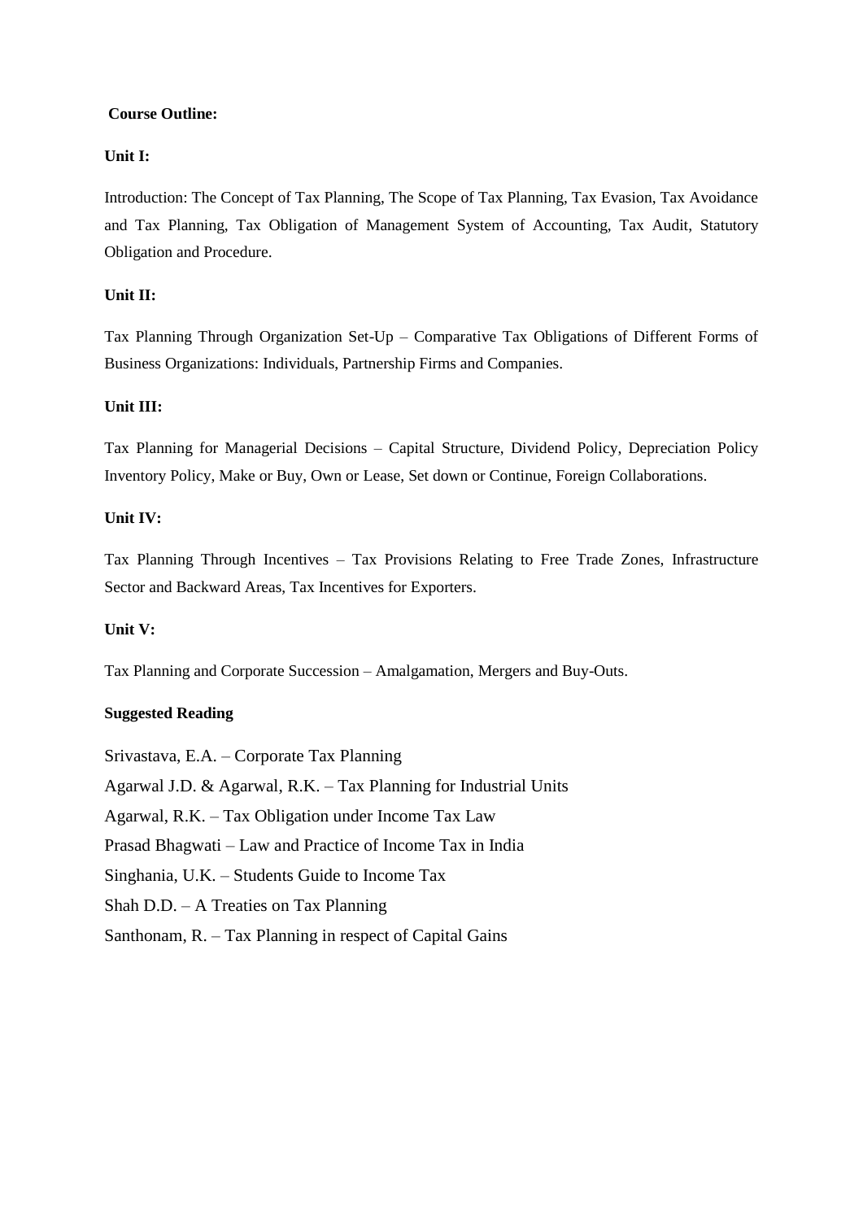**Course Outline:**

**Unit I:**

Introduction: The Concept of Tax Planning, The Scope of Tax Planning, Tax Evasion, Tax Avoidance and Tax Planning, Tax Obligation of Management System of Accounting, Tax Audit, Statutory Obligation and Procedure.

**Unit II:**

Tax Planning Through Organization Set-Up – Comparative Tax Obligations of Different Forms of Business Organizations: Individuals, Partnership Firms and Companies.

**Unit III:**

Tax Planning for Managerial Decisions – Capital Structure, Dividend Policy, Depreciation Policy Inventory Policy, Make or Buy, Own or Lease, Set down or Continue, Foreign Collaborations.

**Unit IV:**

Tax Planning Through Incentives – Tax Provisions Relating to Free Trade Zones, Infrastructure Sector and Backward Areas, Tax Incentives for Exporters.

**Unit V:**

Tax Planning and Corporate Succession – Amalgamation, Mergers and Buy-Outs.

**Suggested Reading**

Srivastava, E.A. – Corporate Tax Planning

Agarwal J.D. & Agarwal, R.K. – Tax Planning for Industrial Units

Agarwal, R.K. – Tax Obligation under Income Tax Law

Prasad Bhagwati – Law and Practice of Income Tax in India

Singhania, U.K. – Students Guide to Income Tax

Shah D.D. – A Treaties on Tax Planning

Santhonam, R. – Tax Planning in respect of Capital Gains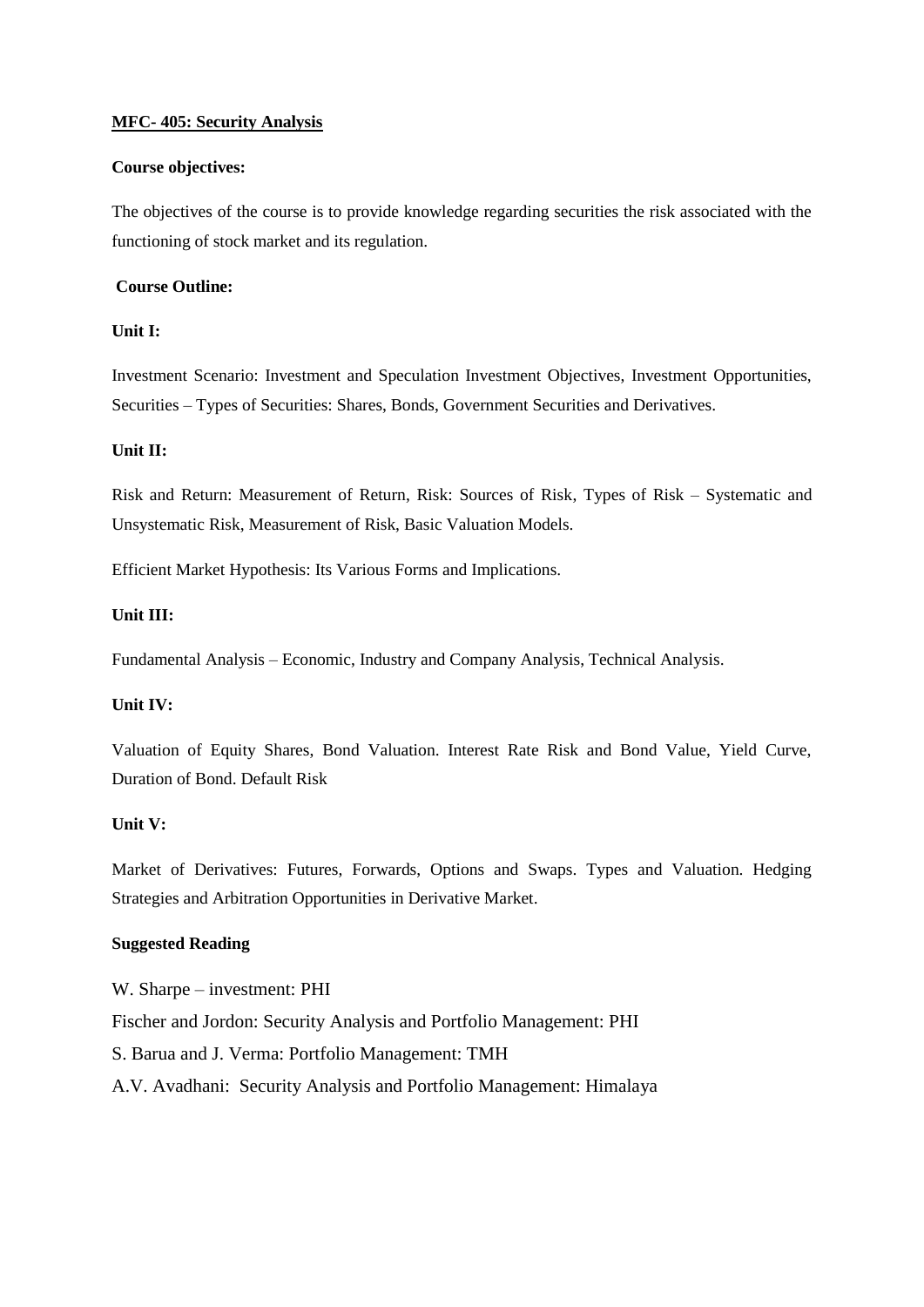## MFC- 405: Security Analysis

**Course objectives:**

The objectives of the course is to provide knowledge regarding securities the risk associated with the functioning of stock market and its regulation.

**Course Outline:**

**Unit I:**

Investment Scenario: Investment and Speculation Investment Objectives, Investment Opportunities, Securities – Types of Securities: Shares, Bonds, Government Securities and Derivatives.

**Unit II:**

Risk and Return: Measurement of Return, Risk: Sources of Risk, Types of Risk – Systematic and Unsystematic Risk, Measurement of Risk, Basic Valuation Models.

Efficient Market Hypothesis: Its Various Forms and Implications.

**Unit III:**

Fundamental Analysis – Economic, Industry and Company Analysis, Technical Analysis.

**Unit IV:**

Valuation of Equity Shares, Bond Valuation. Interest Rate Risk and Bond Value, Yield Curve, Duration of Bond. Default Risk

**Unit V:**

Market of Derivatives: Futures, Forwards, Options and Swaps. Types and Valuation. Hedging Strategies and Arbitration Opportunities in Derivative Market.

**Suggested Reading**

W. Sharpe – investment: PHI

Fischer and Jordon: Security Analysis and Portfolio Management: PHI

S. Barua and J. Verma: Portfolio Management: TMH

A.V. Avadhani: Security Analysis and Portfolio Management: Himalaya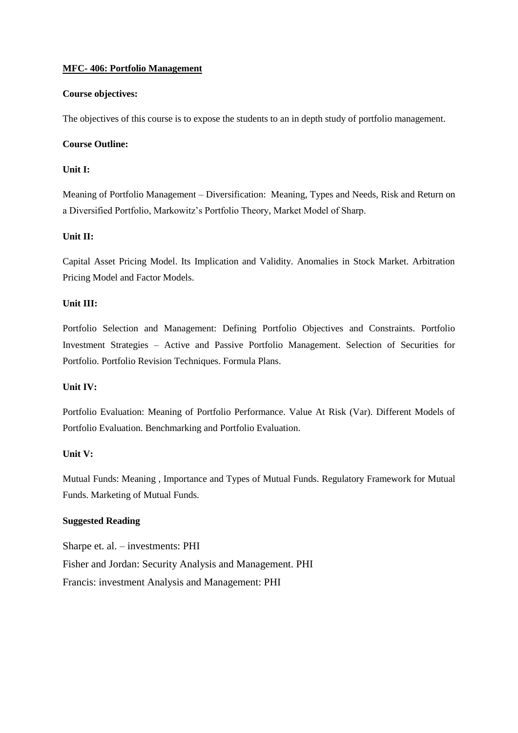**MFC- 406: Portfolio Management**

**Course objectives:**

The objectives of this course is to expose the students to an in depth study of portfolio management.

**Course Outline:**

**Unit I:**

Meaning of Portfolio Management – Diversification: Meaning, Types and Needs, Risk and Return on a Diversified Portfolio, Markowitz's Portfolio Theory, Market Model of Sharp.

**Unit II:**

Capital Asset Pricing Model. Its Implication and Validity. Anomalies in Stock Market. Arbitration Pricing Model and Factor Models.

**Unit III:**

Portfolio Selection and Management: Defining Portfolio Objectives and Constraints. Portfolio Investment Strategies – Active and Passive Portfolio Management. Selection of Securities for Portfolio. Portfolio Revision Techniques. Formula Plans.

**Unit IV:**

Portfolio Evaluation: Meaning of Portfolio Performance. Value At Risk (Var). Different Models of Portfolio Evaluation. Benchmarking and Portfolio Evaluation.

**Unit V:**

Mutual Funds: Meaning , Importance and Types of Mutual Funds. Regulatory Framework for Mutual Funds. Marketing of Mutual Funds.

**Suggested Reading**

Sharpe et. al. – investments: PHI

Fisher and Jordan: Security Analysis and Management. PHI

Francis: investment Analysis and Management: PHI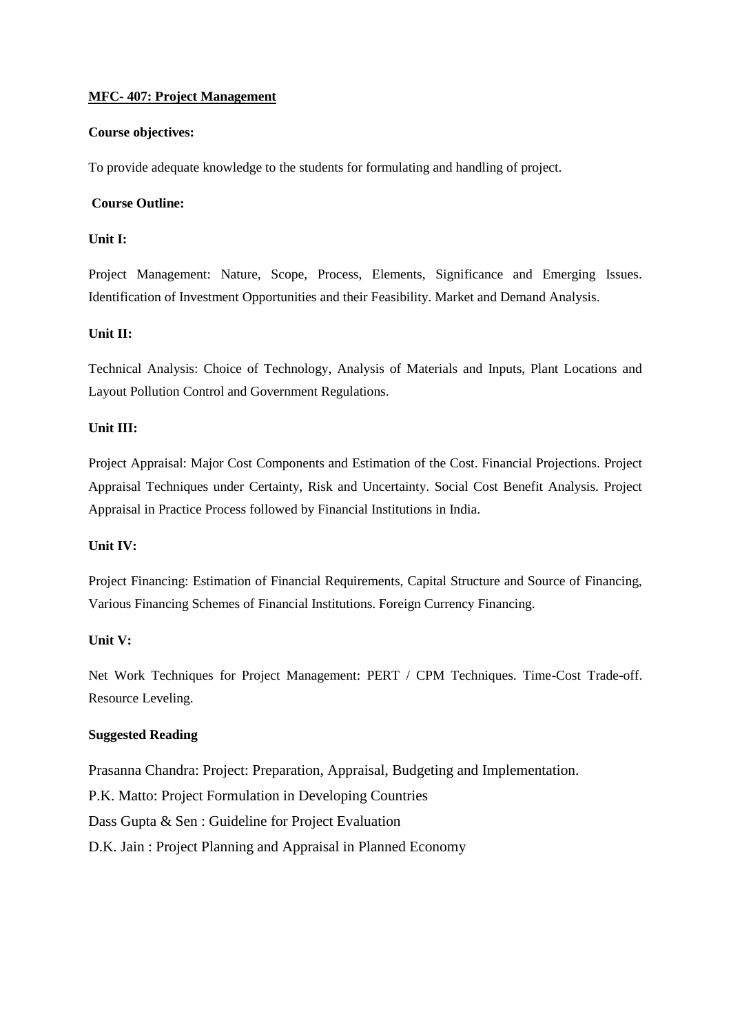**MFC- 407: Project Management**

**Course objectives:**

To provide adequate knowledge to the students for formulating and handling of project.

**Course Outline:**

**Unit I:**

Project Management: Nature, Scope, Process, Elements, Significance and Emerging Issues. Identification of Investment Opportunities and their Feasibility. Market and Demand Analysis.

**Unit II:**

Technical Analysis: Choice of Technology, Analysis of Materials and Inputs, Plant Locations and Layout Pollution Control and Government Regulations.

**Unit III:**

Project Appraisal: Major Cost Components and Estimation of the Cost. Financial Projections. Project Appraisal Techniques under Certainty, Risk and Uncertainty. Social Cost Benefit Analysis. Project Appraisal in Practice Process followed by Financial Institutions in India.

**Unit IV:**

Project Financing: Estimation of Financial Requirements, Capital Structure and Source of Financing, Various Financing Schemes of Financial Institutions. Foreign Currency Financing.

**Unit V:**

Net Work Techniques for Project Management: PERT / CPM Techniques. Time-Cost Trade-off. Resource Leveling.

**Suggested Reading**

Prasanna Chandra: Project: Preparation, Appraisal, Budgeting and Implementation.

P.K. Matto: Project Formulation in Developing Countries

Dass Gupta & Sen : Guideline for Project Evaluation

D.K. Jain : Project Planning and Appraisal in Planned Economy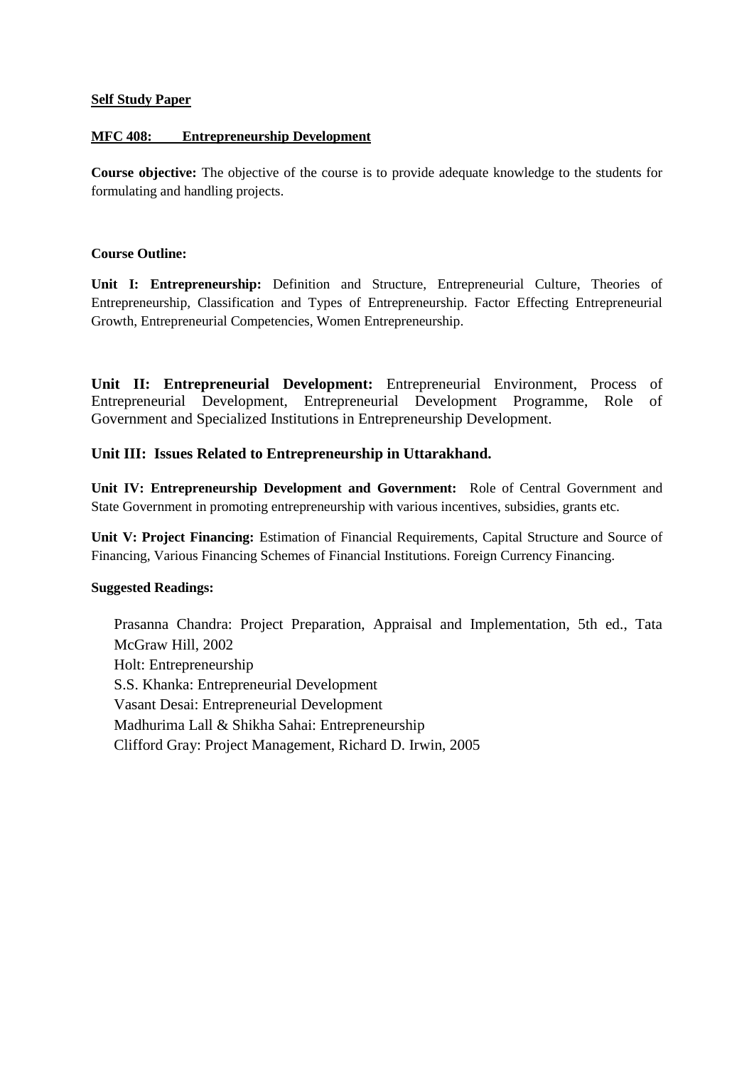**Self Study Paper**

**MFC 408: Entrepreneurship Development**

**Course objective:** The objective of the course is to provide adequate knowledge to the students for formulating and handling projects.

**Course Outline:**

**Unit I: Entrepreneurship:** Definition and Structure, Entrepreneurial Culture, Theories of Entrepreneurship, Classification and Types of Entrepreneurship. Factor Effecting Entrepreneurial Growth, Entrepreneurial Competencies, Women Entrepreneurship.

**Unit II: Entrepreneurial Development:** Entrepreneurial Environment, Process of Entrepreneurial Development, Entrepreneurial Development Programme, Role of Government and Specialized Institutions in Entrepreneurship Development.

**Unit III: Issues Related to Entrepreneurship in Uttarakhand.**

**Unit IV: Entrepreneurship Development and Government:** Role of Central Government and State Government in promoting entrepreneurship with various incentives, subsidies, grants etc.

**Unit V: Project Financing:** Estimation of Financial Requirements, Capital Structure and Source of Financing, Various Financing Schemes of Financial Institutions. Foreign Currency Financing.

**Suggested Readings:**

Prasanna Chandra: Project Preparation, Appraisal and Implementation, 5th ed., Tata McGraw Hill, 2002
Holt: Entrepreneurship
S.S. Khanka: Entrepreneurial Development
Vasant Desai: Entrepreneurial Development
Madhurima Lall & Shikha Sahai: Entrepreneurship
Clifford Gray: Project Management, Richard D. Irwin, 2005